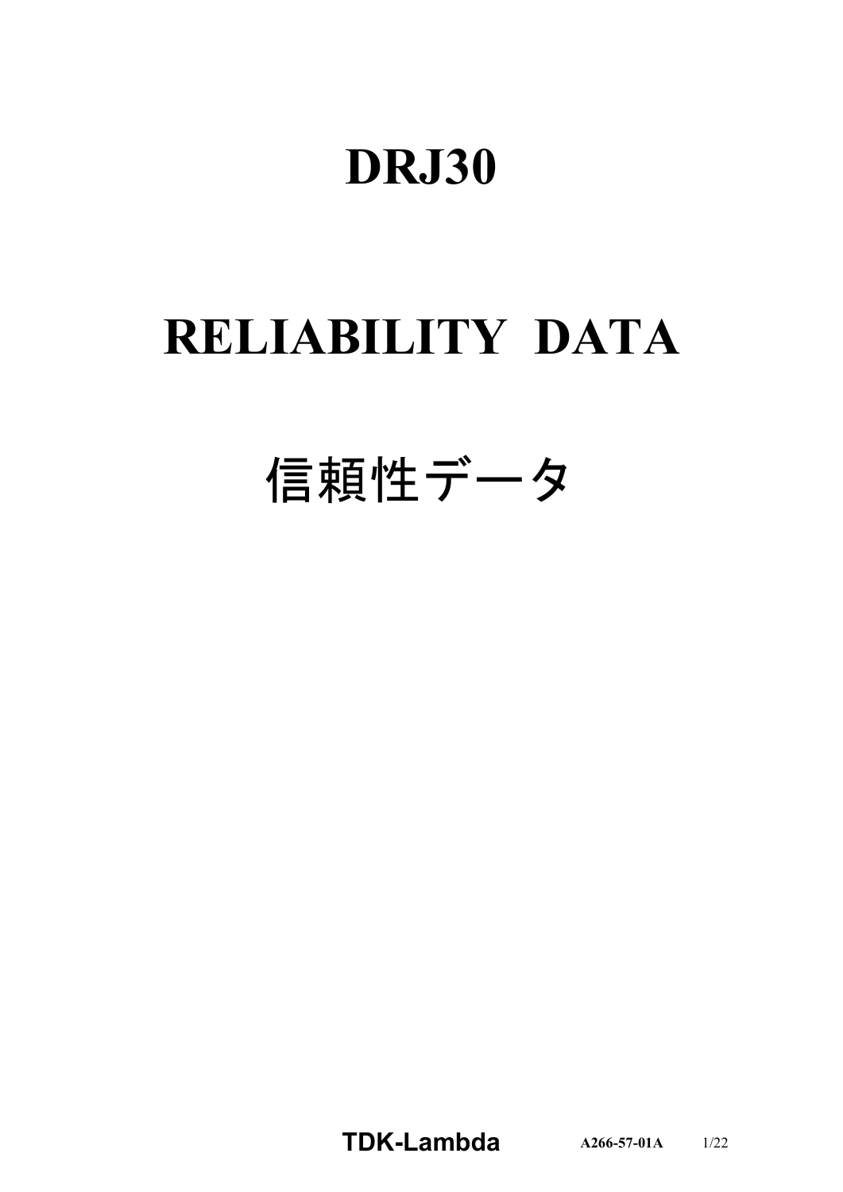# DRJ30

# RELIABILITY DATA

# 信頼性データ

TDK-Lambda A266-57-01A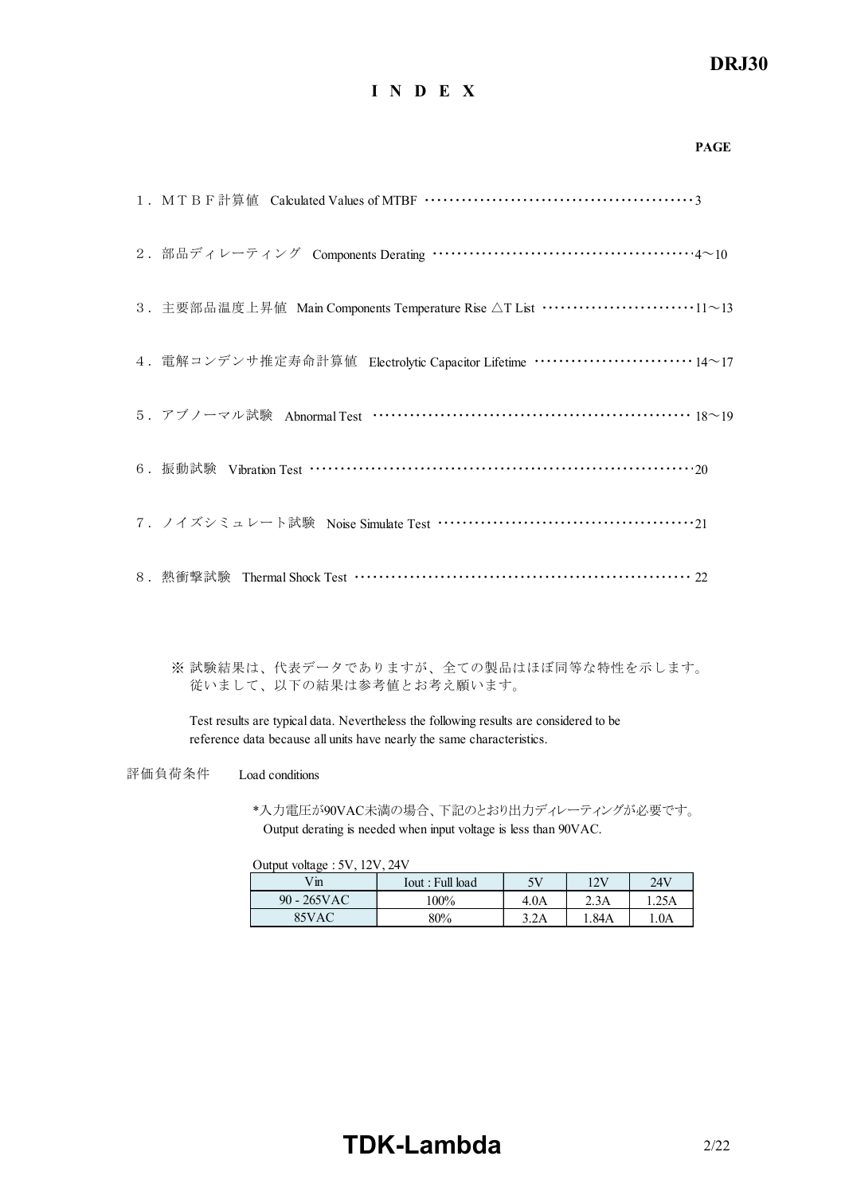# INDEX

PAGE

１．ＭＴＢＦ計算値　Calculated Values of MTBF ･････････････････････････････････････････3

２．部品ディレーティング　Components Derating ････････････････････････････････････････4～10

３．主要部品温度上昇値　Main Components Temperature Rise △T List ････････････････････････11～13

４．電解コンデンサ推定寿命計算値　Electrolytic Capacitor Lifetime ････････････････････････14～17

５．アブノーマル試験　Abnormal Test ････････････････････････････････････････････････18～19

６．振動試験　Vibration Test ･･････････････････････････････････････････････････････････20

７．ノイズシミュレート試験　Noise Simulate Test ･････････････････････････････････････････21

８．熱衝撃試験　Thermal Shock Test ････････････････････････････････････････････････････22

※ 試験結果は、代表データでありますが、全ての製品はほぼ同等な特性を示します。
従いまして、以下の結果は参考値とお考え願います。

Test results are typical data. Nevertheless the following results are considered to be reference data because all units have nearly the same characteristics.

評価負荷条件　Load conditions

*入力電圧が90VAC未満の場合、下記のとおり出力ディレーティングが必要です。
Output derating is needed when input voltage is less than 90VAC.

Output voltage : 5V, 12V, 24V

| Vin | Iout : Full load | 5V | 12V | 24V |
|---|---|---|---|---|
| 90 - 265VAC | 100% | 4.0A | 2.3A | 1.25A |
| 85VAC | 80% | 3.2A | 1.84A | 1.0A |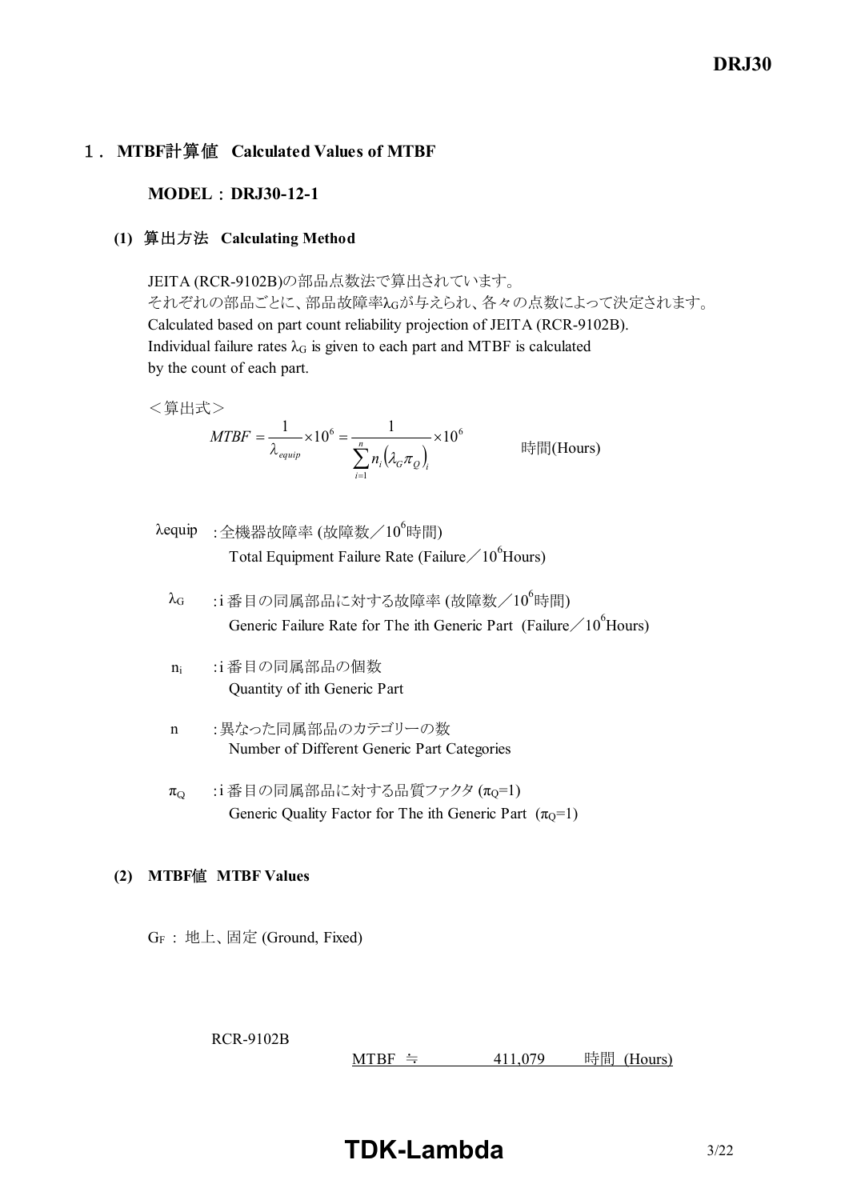## 1．MTBF計算値　Calculated Values of MTBF

### MODEL：DRJ30-12-1

#### (1) 算出方法　Calculating Method

JEITA (RCR-9102B)の部品点数法で算出されています。
それぞれの部品ごとに、部品故障率$\lambda_G$が与えられ、各々の点数によって決定されます。
Calculated based on part count reliability projection of JEITA (RCR-9102B).
Individual failure rates $\lambda_G$ is given to each part and MTBF is calculated by the count of each part.

＜算出式＞

$$MTBF = \frac{1}{\lambda_{equip}} \times 10^6 = \frac{1}{\sum_{i=1}^{n} n_i \left(\lambda_G \pi_Q\right)_i} \times 10^6 \quad \text{時間(Hours)}$$

$\lambda$equip　: 全機器故障率 (故障数／$10^6$時間)
Total Equipment Failure Rate (Failure／$10^6$Hours)

$\lambda_G$　: i 番目の同属部品に対する故障率 (故障数／$10^6$時間)
Generic Failure Rate for The ith Generic Part (Failure／$10^6$Hours)

$n_i$　: i 番目の同属部品の個数
Quantity of ith Generic Part

n　: 異なった同属部品のカテゴリーの数
Number of Different Generic Part Categories

$\pi_Q$　: i 番目の同属部品に対する品質ファクタ ($\pi_Q$=1)
Generic Quality Factor for The ith Generic Part ($\pi_Q$=1)

#### (2) MTBF値　MTBF Values

$G_F$ : 地上、固定 (Ground, Fixed)

RCR-9102B

MTBF ≒ 411,079 時間 (Hours)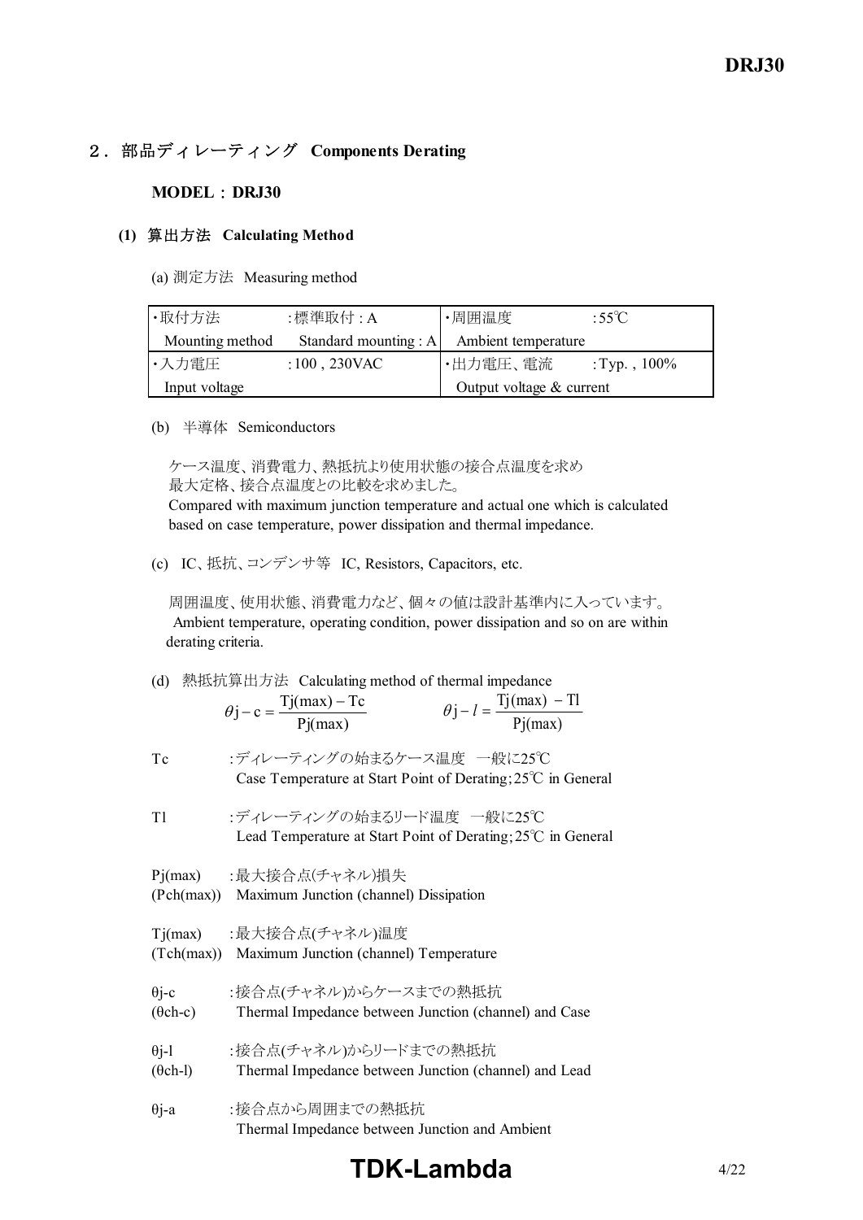## 2．部品ディレーティング Components Derating

### MODEL：DRJ30

#### (1) 算出方法 Calculating Method

(a) 測定方法 Measuring method

| ・取付方法 Mounting method | :標準取付：A Standard mounting：A | ・周囲温度 Ambient temperature | :55℃ |
|---|---|---|---|
| ・入力電圧 Input voltage | :100，230VAC | ・出力電圧、電流 Output voltage & current | :Typ.，100% |

(b) 半導体 Semiconductors

ケース温度、消費電力、熱抵抗より使用状態の接合点温度を求め
最大定格、接合点温度との比較を求めました。
Compared with maximum junction temperature and actual one which is calculated based on case temperature, power dissipation and thermal impedance.

(c) IC、抵抗、コンデンサ等 IC, Resistors, Capacitors, etc.

周囲温度、使用状態、消費電力など、個々の値は設計基準内に入っています。
Ambient temperature, operating condition, power dissipation and so on are within derating criteria.

(d) 熱抵抗算出方法 Calculating method of thermal impedance

$$\theta j-c = \frac{Tj(max) - Tc}{Pj(max)} \qquad \theta j-l = \frac{Tj(max) - Tl}{Pj(max)}$$

Tc :ディレーティングの始まるケース温度 一般に25℃
Case Temperature at Start Point of Derating;25℃ in General

Tl :ディレーティングの始まるリード温度 一般に25℃
Lead Temperature at Start Point of Derating;25℃ in General

Pj(max) (Pch(max)) :最大接合点(チャネル)損失
Maximum Junction (channel) Dissipation

Tj(max) (Tch(max)) :最大接合点(チャネル)温度
Maximum Junction (channel) Temperature

θj-c (θch-c) :接合点(チャネル)からケースまでの熱抵抗
Thermal Impedance between Junction (channel) and Case

θj-l (θch-l) :接合点(チャネル)からリードまでの熱抵抗
Thermal Impedance between Junction (channel) and Lead

θj-a :接合点から周囲までの熱抵抗
Thermal Impedance between Junction and Ambient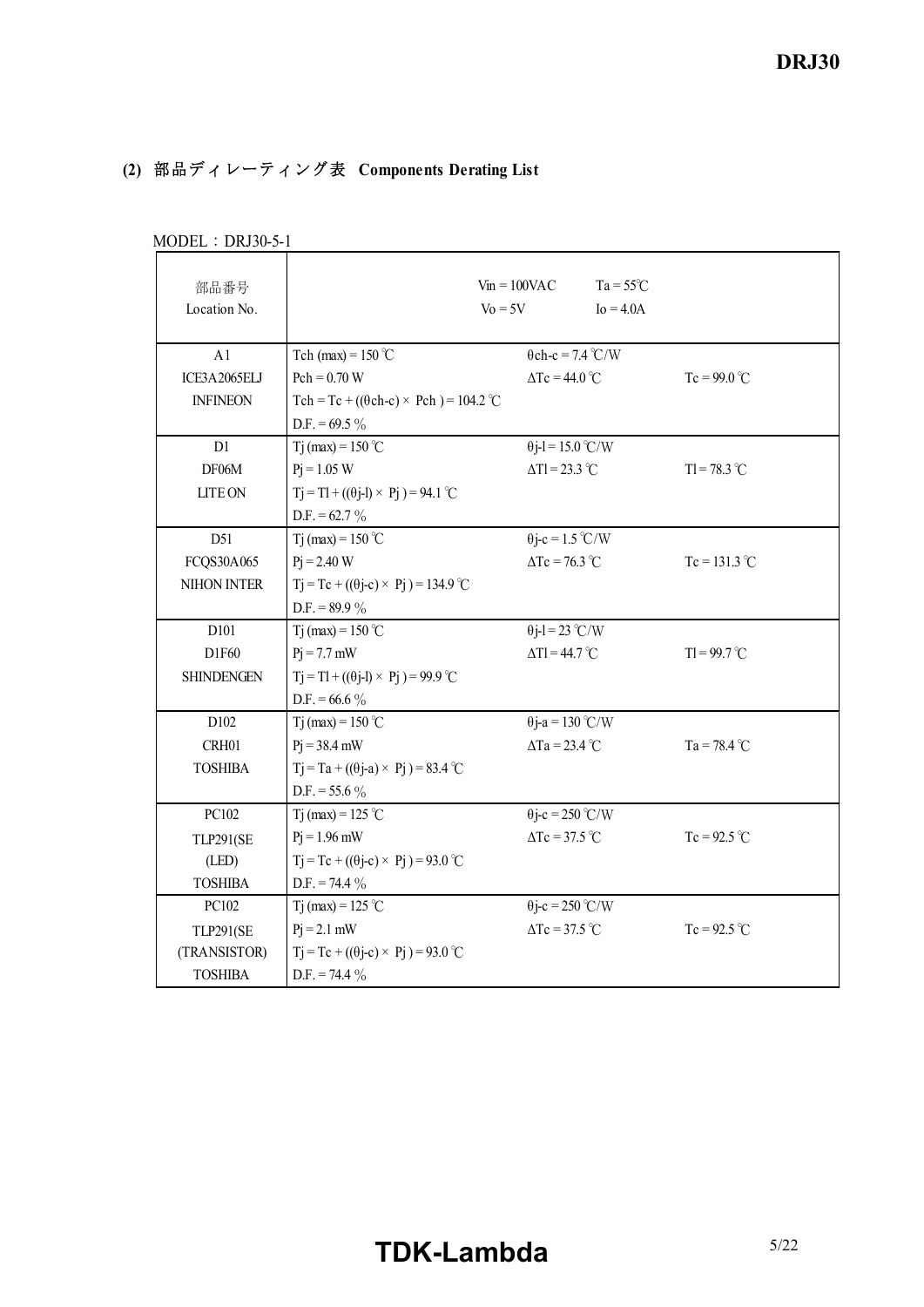## (2) 部品ディレーティング表 Components Derating List

MODEL：DRJ30-5-1

| 部品番号<br>Location No. | $V_{in}$ = 100VAC　$T_a$ = 55℃<br>$V_o$ = 5V　$I_o$ = 4.0A | | |
|---|---|---|---|
| A1<br>ICE3A2065ELJ<br>INFINEON | $T_{ch}$ (max) = 150 ℃<br>$P_{ch}$ = 0.70 W<br>$T_{ch} = T_c + ((\theta ch\text{-}c) \times P_{ch}) = 104.2$ ℃<br>D.F. = 69.5 % | $\theta$ch-c = 7.4 ℃/W<br>$\Delta T_c$ = 44.0 ℃ | $T_c$ = 99.0 ℃ |
| D1<br>DF06M<br>LITE ON | $T_j$ (max) = 150 ℃<br>$P_j$ = 1.05 W<br>$T_j = T_l + ((\theta j\text{-}l) \times P_j) = 94.1$ ℃<br>D.F. = 62.7 % | $\theta$j-l = 15.0 ℃/W<br>$\Delta T_l$ = 23.3 ℃ | $T_l$ = 78.3 ℃ |
| D51<br>FCQS30A065<br>NIHON INTER | $T_j$ (max) = 150 ℃<br>$P_j$ = 2.40 W<br>$T_j = T_c + ((\theta j\text{-}c) \times P_j) = 134.9$ ℃<br>D.F. = 89.9 % | $\theta$j-c = 1.5 ℃/W<br>$\Delta T_c$ = 76.3 ℃ | $T_c$ = 131.3 ℃ |
| D101<br>D1F60<br>SHINDENGEN | $T_j$ (max) = 150 ℃<br>$P_j$ = 7.7 mW<br>$T_j = T_l + ((\theta j\text{-}l) \times P_j) = 99.9$ ℃<br>D.F. = 66.6 % | $\theta$j-l = 23 ℃/W<br>$\Delta T_l$ = 44.7 ℃ | $T_l$ = 99.7 ℃ |
| D102<br>CRH01<br>TOSHIBA | $T_j$ (max) = 150 ℃<br>$P_j$ = 38.4 mW<br>$T_j = T_a + ((\theta j\text{-}a) \times P_j) = 83.4$ ℃<br>D.F. = 55.6 % | $\theta$j-a = 130 ℃/W<br>$\Delta T_a$ = 23.4 ℃ | $T_a$ = 78.4 ℃ |
| PC102<br>TLP291(SE<br>(LED)<br>TOSHIBA | $T_j$ (max) = 125 ℃<br>$P_j$ = 1.96 mW<br>$T_j = T_c + ((\theta j\text{-}c) \times P_j) = 93.0$ ℃<br>D.F. = 74.4 % | $\theta$j-c = 250 ℃/W<br>$\Delta T_c$ = 37.5 ℃ | $T_c$ = 92.5 ℃ |
| PC102<br>TLP291(SE<br>(TRANSISTOR)<br>TOSHIBA | $T_j$ (max) = 125 ℃<br>$P_j$ = 2.1 mW<br>$T_j = T_c + ((\theta j\text{-}c) \times P_j) = 93.0$ ℃<br>D.F. = 74.4 % | $\theta$j-c = 250 ℃/W<br>$\Delta T_c$ = 37.5 ℃ | $T_c$ = 92.5 ℃ |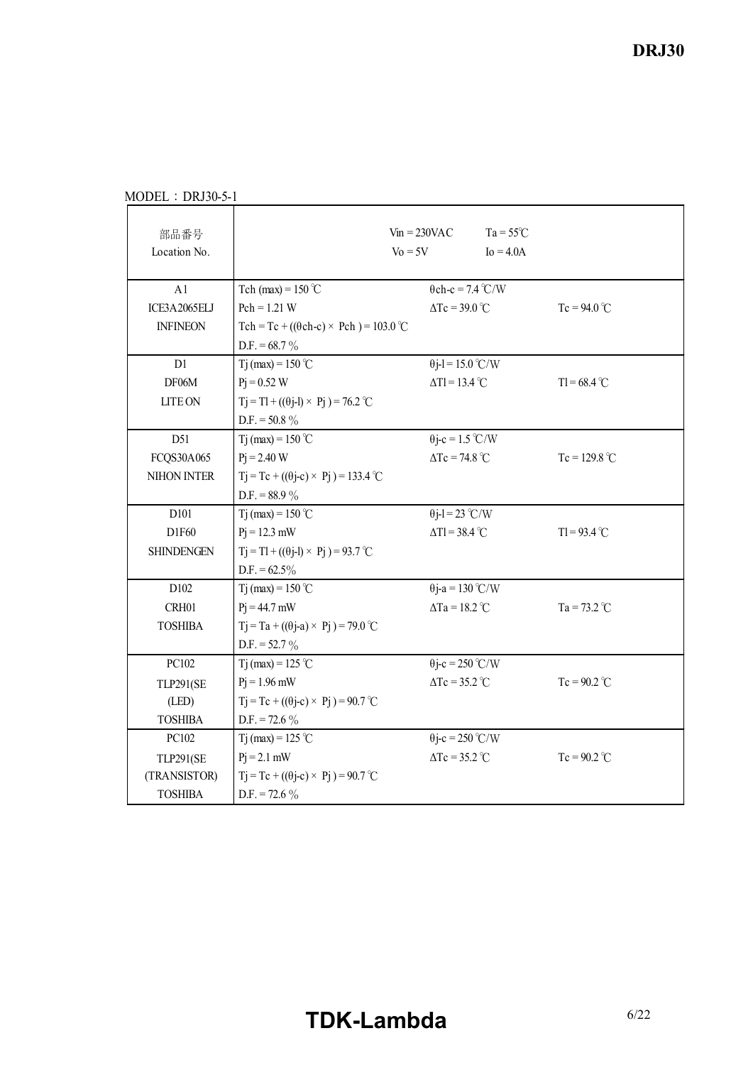MODEL：DRJ30-5-1

| 部品番号<br>Location No. | $V_{in}$ = 230VAC $T_a$ = 55℃<br>$V_o$ = 5V $I_o$ = 4.0A | | |
|---|---|---|---|
| A1<br>ICE3A2065ELJ<br>INFINEON | $T_{ch}$ (max) = 150 ℃<br>$P_{ch}$ = 1.21 W<br>$T_{ch} = T_c + ((\theta ch\text{-}c) \times P_{ch}) = 103.0$ ℃<br>D.F. = 68.7 % | $\theta ch\text{-}c$ = 7.4 ℃/W<br>$\Delta T_c$ = 39.0 ℃ | $T_c$ = 94.0 ℃ |
| D1<br>DF06M<br>LITE ON | $T_j$ (max) = 150 ℃<br>$P_j$ = 0.52 W<br>$T_j = T_l + ((\theta j\text{-}l) \times P_j) = 76.2$ ℃<br>D.F. = 50.8 % | $\theta j\text{-}l$ = 15.0 ℃/W<br>$\Delta T_l$ = 13.4 ℃ | $T_l$ = 68.4 ℃ |
| D51<br>FCQS30A065<br>NIHON INTER | $T_j$ (max) = 150 ℃<br>$P_j$ = 2.40 W<br>$T_j = T_c + ((\theta j\text{-}c) \times P_j) = 133.4$ ℃<br>D.F. = 88.9 % | $\theta j\text{-}c$ = 1.5 ℃/W<br>$\Delta T_c$ = 74.8 ℃ | $T_c$ = 129.8 ℃ |
| D101<br>D1F60<br>SHINDENGEN | $T_j$ (max) = 150 ℃<br>$P_j$ = 12.3 mW<br>$T_j = T_l + ((\theta j\text{-}l) \times P_j) = 93.7$ ℃<br>D.F. = 62.5% | $\theta j\text{-}l$ = 23 ℃/W<br>$\Delta T_l$ = 38.4 ℃ | $T_l$ = 93.4 ℃ |
| D102<br>CRH01<br>TOSHIBA | $T_j$ (max) = 150 ℃<br>$P_j$ = 44.7 mW<br>$T_j = T_a + ((\theta j\text{-}a) \times P_j) = 79.0$ ℃<br>D.F. = 52.7 % | $\theta j\text{-}a$ = 130 ℃/W<br>$\Delta T_a$ = 18.2 ℃ | $T_a$ = 73.2 ℃ |
| PC102<br>TLP291(SE<br>(LED)<br>TOSHIBA | $T_j$ (max) = 125 ℃<br>$P_j$ = 1.96 mW<br>$T_j = T_c + ((\theta j\text{-}c) \times P_j) = 90.7$ ℃<br>D.F. = 72.6 % | $\theta j\text{-}c$ = 250 ℃/W<br>$\Delta T_c$ = 35.2 ℃ | $T_c$ = 90.2 ℃ |
| PC102<br>TLP291(SE<br>(TRANSISTOR)<br>TOSHIBA | $T_j$ (max) = 125 ℃<br>$P_j$ = 2.1 mW<br>$T_j = T_c + ((\theta j\text{-}c) \times P_j) = 90.7$ ℃<br>D.F. = 72.6 % | $\theta j\text{-}c$ = 250 ℃/W<br>$\Delta T_c$ = 35.2 ℃ | $T_c$ = 90.2 ℃ |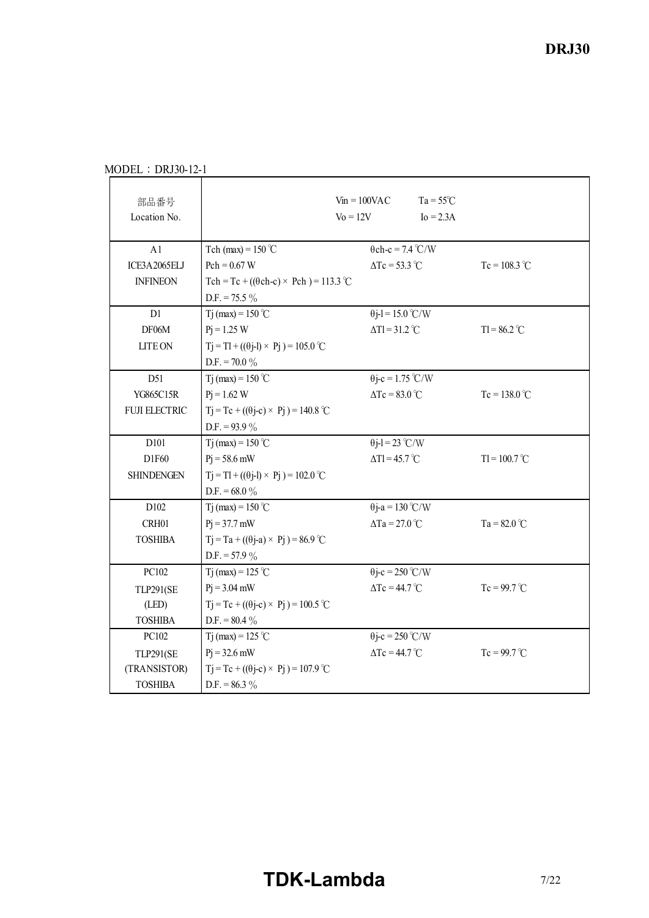MODEL：DRJ30-12-1

| 部品番号<br>Location No. | $Vin = 100VAC$ $Ta = 55℃$<br>$Vo = 12V$ $Io = 2.3A$ | | |
|---|---|---|---|
| A1<br>ICE3A2065ELJ<br>INFINEON | Tch (max) = 150 ℃<br>Pch = 0.67 W<br>Tch = Tc + ((θch-c) × Pch ) = 113.3 ℃<br>D.F. = 75.5 % | θch-c = 7.4 ℃/W<br>ΔTc = 53.3 ℃ | Tc = 108.3 ℃ |
| D1<br>DF06M<br>LITE ON | Tj (max) = 150 ℃<br>Pj = 1.25 W<br>Tj = Tl + ((θj-l) × Pj ) = 105.0 ℃<br>D.F. = 70.0 % | θj-l = 15.0 ℃/W<br>ΔTl = 31.2 ℃ | Tl = 86.2 ℃ |
| D51<br>YG865C15R<br>FUJI ELECTRIC | Tj (max) = 150 ℃<br>Pj = 1.62 W<br>Tj = Tc + ((θj-c) × Pj ) = 140.8 ℃<br>D.F. = 93.9 % | θj-c = 1.75 ℃/W<br>ΔTc = 83.0 ℃ | Tc = 138.0 ℃ |
| D101<br>D1F60<br>SHINDENGEN | Tj (max) = 150 ℃<br>Pj = 58.6 mW<br>Tj = Tl + ((θj-l) × Pj ) = 102.0 ℃<br>D.F. = 68.0 % | θj-l = 23 ℃/W<br>ΔTl = 45.7 ℃ | Tl = 100.7 ℃ |
| D102<br>CRH01<br>TOSHIBA | Tj (max) = 150 ℃<br>Pj = 37.7 mW<br>Tj = Ta + ((θj-a) × Pj ) = 86.9 ℃<br>D.F. = 57.9 % | θj-a = 130 ℃/W<br>ΔTa = 27.0 ℃ | Ta = 82.0 ℃ |
| PC102<br>TLP291(SE<br>(LED)<br>TOSHIBA | Tj (max) = 125 ℃<br>Pj = 3.04 mW<br>Tj = Tc + ((θj-c) × Pj ) = 100.5 ℃<br>D.F. = 80.4 % | θj-c = 250 ℃/W<br>ΔTc = 44.7 ℃ | Tc = 99.7 ℃ |
| PC102<br>TLP291(SE<br>(TRANSISTOR)<br>TOSHIBA | Tj (max) = 125 ℃<br>Pj = 32.6 mW<br>Tj = Tc + ((θj-c) × Pj ) = 107.9 ℃<br>D.F. = 86.3 % | θj-c = 250 ℃/W<br>ΔTc = 44.7 ℃ | Tc = 99.7 ℃ |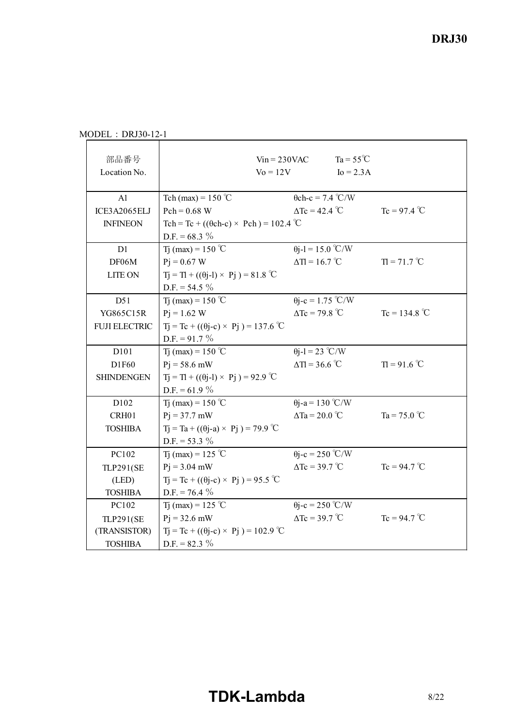MODEL : DRJ30-12-1

| 部品番号<br>Location No. | Vin = 230VAC　　Ta = 55℃<br>Vo = 12V　　Io = 2.3A | | |
|---|---|---|---|
| A1<br>ICE3A2065ELJ<br>INFINEON | Tch (max) = 150 ℃<br>Pch = 0.68 W<br>Tch = Tc + ((θch-c) × Pch ) = 102.4 ℃<br>D.F. = 68.3 % | θch-c = 7.4 ℃/W<br>ΔTc = 42.4 ℃ | <br>Tc = 97.4 ℃ |
| D1<br>DF06M<br>LITE ON | Tj (max) = 150 ℃<br>Pj = 0.67 W<br>Tj = Tl + ((θj-l) × Pj ) = 81.8 ℃<br>D.F. = 54.5 % | θj-l = 15.0 ℃/W<br>ΔTl = 16.7 ℃ | <br>Tl = 71.7 ℃ |
| D51<br>YG865C15R<br>FUJI ELECTRIC | Tj (max) = 150 ℃<br>Pj = 1.62 W<br>Tj = Tc + ((θj-c) × Pj ) = 137.6 ℃<br>D.F. = 91.7 % | θj-c = 1.75 ℃/W<br>ΔTc = 79.8 ℃ | <br>Tc = 134.8 ℃ |
| D101<br>D1F60<br>SHINDENGEN | Tj (max) = 150 ℃<br>Pj = 58.6 mW<br>Tj = Tl + ((θj-l) × Pj ) = 92.9 ℃<br>D.F. = 61.9 % | θj-l = 23 ℃/W<br>ΔTl = 36.6 ℃ | <br>Tl = 91.6 ℃ |
| D102<br>CRH01<br>TOSHIBA | Tj (max) = 150 ℃<br>Pj = 37.7 mW<br>Tj = Ta + ((θj-a) × Pj ) = 79.9 ℃<br>D.F. = 53.3 % | θj-a = 130 ℃/W<br>ΔTa = 20.0 ℃ | <br>Ta = 75.0 ℃ |
| PC102<br>TLP291(SE<br>(LED)<br>TOSHIBA | Tj (max) = 125 ℃<br>Pj = 3.04 mW<br>Tj = Tc + ((θj-c) × Pj ) = 95.5 ℃<br>D.F. = 76.4 % | θj-c = 250 ℃/W<br>ΔTc = 39.7 ℃ | <br>Tc = 94.7 ℃ |
| PC102<br>TLP291(SE<br>(TRANSISTOR)<br>TOSHIBA | Tj (max) = 125 ℃<br>Pj = 32.6 mW<br>Tj = Tc + ((θj-c) × Pj ) = 102.9 ℃<br>D.F. = 82.3 % | θj-c = 250 ℃/W<br>ΔTc = 39.7 ℃ | <br>Tc = 94.7 ℃ |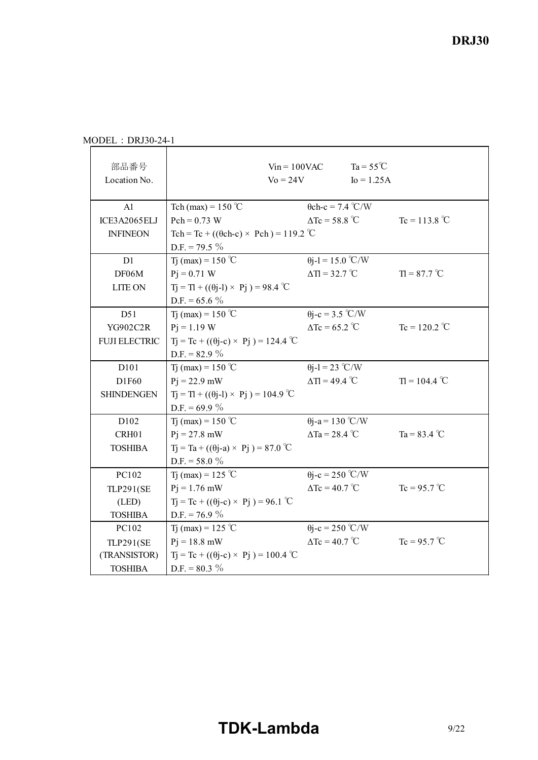MODEL：DRJ30-24-1

| 部品番号<br>Location No. | Vin = 100VAC　　Ta = 55℃<br>Vo = 24V　　Io = 1.25A | | |
|---|---|---|---|
| A1<br>ICE3A2065ELJ<br>INFINEON | Tch (max) = 150 ℃<br>Pch = 0.73 W<br>Tch = Tc + ((θch-c) × Pch ) = 119.2 ℃<br>D.F. = 79.5 % | θch-c = 7.4 ℃/W<br>ΔTc = 58.8 ℃ | <br>Tc = 113.8 ℃ |
| D1<br>DF06M<br>LITE ON | Tj (max) = 150 ℃<br>Pj = 0.71 W<br>Tj = Tl + ((θj-l) × Pj ) = 98.4 ℃<br>D.F. = 65.6 % | θj-l = 15.0 ℃/W<br>ΔTl = 32.7 ℃ | <br>Tl = 87.7 ℃ |
| D51<br>YG902C2R<br>FUJI ELECTRIC | Tj (max) = 150 ℃<br>Pj = 1.19 W<br>Tj = Tc + ((θj-c) × Pj ) = 124.4 ℃<br>D.F. = 82.9 % | θj-c = 3.5 ℃/W<br>ΔTc = 65.2 ℃ | <br>Tc = 120.2 ℃ |
| D101<br>D1F60<br>SHINDENGEN | Tj (max) = 150 ℃<br>Pj = 22.9 mW<br>Tj = Tl + ((θj-l) × Pj ) = 104.9 ℃<br>D.F. = 69.9 % | θj-l = 23 ℃/W<br>ΔTl = 49.4 ℃ | <br>Tl = 104.4 ℃ |
| D102<br>CRH01<br>TOSHIBA | Tj (max) = 150 ℃<br>Pj = 27.8 mW<br>Tj = Ta + ((θj-a) × Pj ) = 87.0 ℃<br>D.F. = 58.0 % | θj-a = 130 ℃/W<br>ΔTa = 28.4 ℃ | <br>Ta = 83.4 ℃ |
| PC102<br>TLP291(SE<br>(LED)<br>TOSHIBA | Tj (max) = 125 ℃<br>Pj = 1.76 mW<br>Tj = Tc + ((θj-c) × Pj ) = 96.1 ℃<br>D.F. = 76.9 % | θj-c = 250 ℃/W<br>ΔTc = 40.7 ℃ | <br>Tc = 95.7 ℃ |
| PC102<br>TLP291(SE<br>(TRANSISTOR)<br>TOSHIBA | Tj (max) = 125 ℃<br>Pj = 18.8 mW<br>Tj = Tc + ((θj-c) × Pj ) = 100.4 ℃<br>D.F. = 80.3 % | θj-c = 250 ℃/W<br>ΔTc = 40.7 ℃ | <br>Tc = 95.7 ℃ |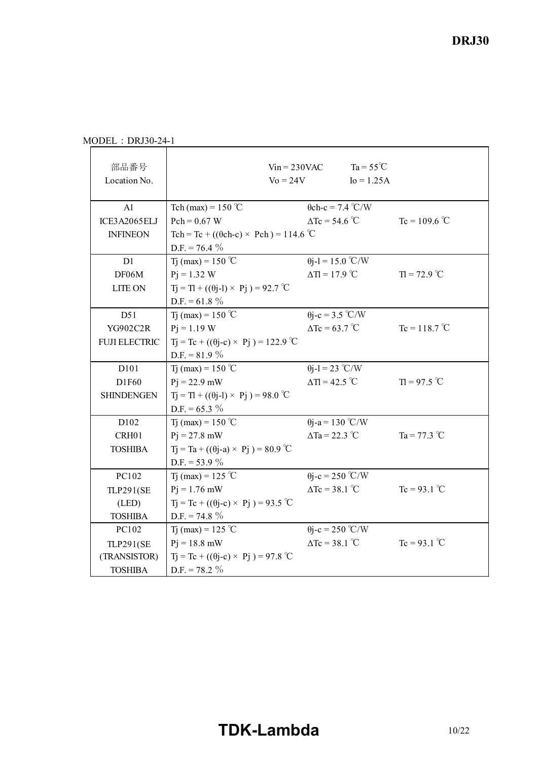MODEL：DRJ30-24-1

| 部品番号<br>Location No. | $V_{in}$ = 230VAC　　$T_a$ = 55℃<br>$V_o$ = 24V　　$I_o$ = 1.25A | | |
|---|---|---|---|
| A1<br>ICE3A2065ELJ<br>INFINEON | Tch (max) = 150 ℃<br>Pch = 0.67 W<br>Tch = Tc + ((θch-c) × Pch ) = 114.6 ℃<br>D.F. = 76.4 % | θch-c = 7.4 ℃/W<br>ΔTc = 54.6 ℃ | <br>Tc = 109.6 ℃ |
| D1<br>DF06M<br>LITE ON | Tj (max) = 150 ℃<br>Pj = 1.32 W<br>Tj = Tl + ((θj-l) × Pj ) = 92.7 ℃<br>D.F. = 61.8 % | θj-l = 15.0 ℃/W<br>ΔTl = 17.9 ℃ | <br>Tl = 72.9 ℃ |
| D51<br>YG902C2R<br>FUJI ELECTRIC | Tj (max) = 150 ℃<br>Pj = 1.19 W<br>Tj = Tc + ((θj-c) × Pj ) = 122.9 ℃<br>D.F. = 81.9 % | θj-c = 3.5 ℃/W<br>ΔTc = 63.7 ℃ | <br>Tc = 118.7 ℃ |
| D101<br>D1F60<br>SHINDENGEN | Tj (max) = 150 ℃<br>Pj = 22.9 mW<br>Tj = Tl + ((θj-l) × Pj ) = 98.0 ℃<br>D.F. = 65.3 % | θj-l = 23 ℃/W<br>ΔTl = 42.5 ℃ | <br>Tl = 97.5 ℃ |
| D102<br>CRH01<br>TOSHIBA | Tj (max) = 150 ℃<br>Pj = 27.8 mW<br>Tj = Ta + ((θj-a) × Pj ) = 80.9 ℃<br>D.F. = 53.9 % | θj-a = 130 ℃/W<br>ΔTa = 22.3 ℃ | <br>Ta = 77.3 ℃ |
| PC102<br>TLP291(SE<br>(LED)<br>TOSHIBA | Tj (max) = 125 ℃<br>Pj = 1.76 mW<br>Tj = Tc + ((θj-c) × Pj ) = 93.5 ℃<br>D.F. = 74.8 % | θj-c = 250 ℃/W<br>ΔTc = 38.1 ℃ | <br>Tc = 93.1 ℃ |
| PC102<br>TLP291(SE<br>(TRANSISTOR)<br>TOSHIBA | Tj (max) = 125 ℃<br>Pj = 18.8 mW<br>Tj = Tc + ((θj-c) × Pj ) = 97.8 ℃<br>D.F. = 78.2 % | θj-c = 250 ℃/W<br>ΔTc = 38.1 ℃ | <br>Tc = 93.1 ℃ |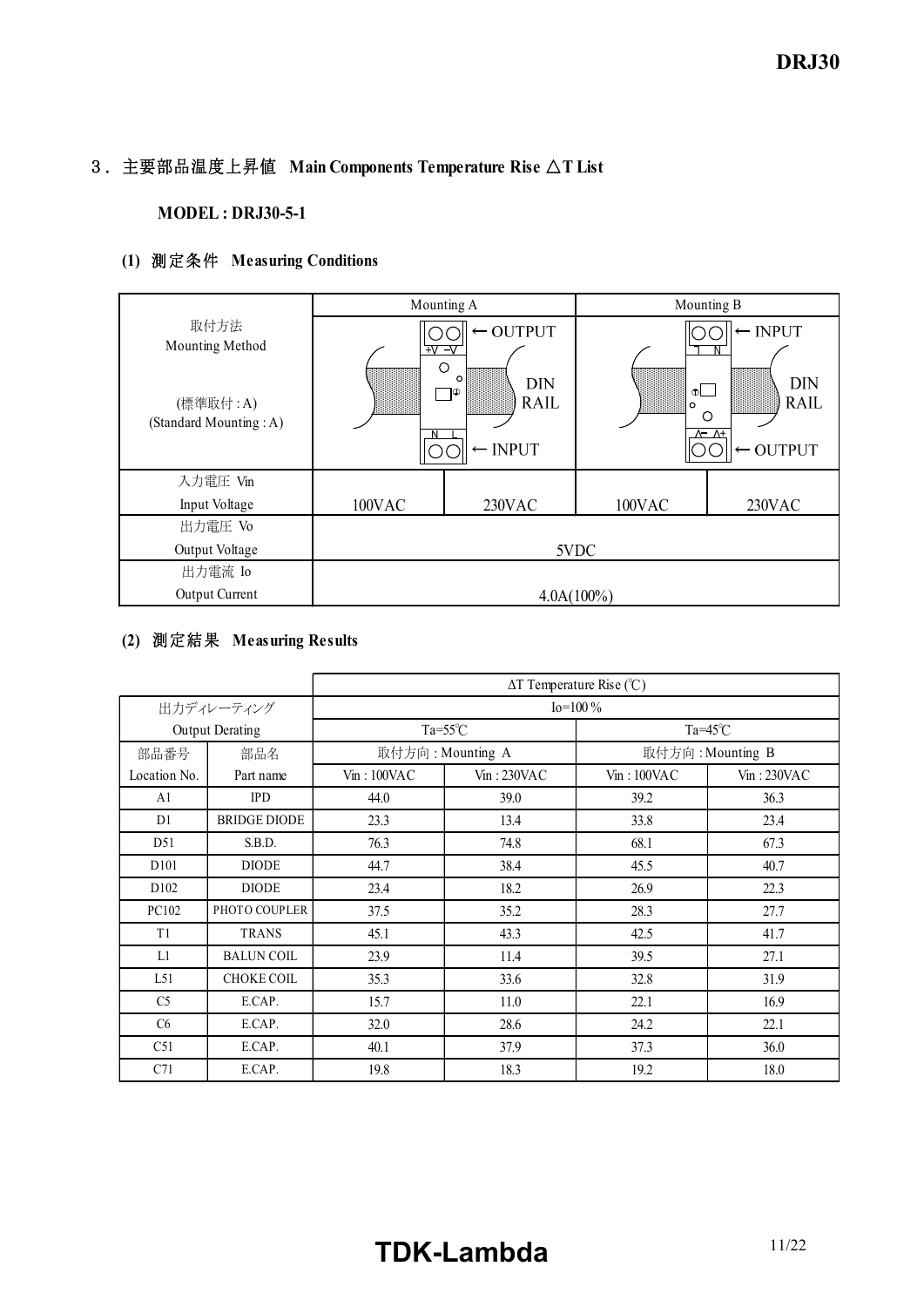## 3．主要部品温度上昇値 Main Components Temperature Rise △T List

**MODEL : DRJ30-5-1**

### (1) 測定条件 Measuring Conditions

| | Mounting A | | Mounting B | |
|---|---|---|---|---|
| 取付方法 Mounting Method (標準取付 : A) (Standard Mounting : A) | ← OUTPUT (+V −V) DIN RAIL ← INPUT (N L) | | ← INPUT (L N) DIN RAIL ← OUTPUT (−V +V) | |
| 入力電圧 Vin Input Voltage | 100VAC | 230VAC | 100VAC | 230VAC |
| 出力電圧 Vo Output Voltage | 5VDC | | | |
| 出力電流 Io Output Current | 4.0A(100%) | | | |

### (2) 測定結果 Measuring Results

| | | ΔT Temperature Rise (℃) | | | |
|---|---|---|---|---|---|
| 出力ディレーティング Output Derating | | Io=100％ | | | |
| | | Ta=55℃ | | Ta=45℃ | |
| 部品番号 Location No. | 部品名 Part name | 取付方向 : Mounting A | | 取付方向 : Mounting B | |
| | | Vin : 100VAC | Vin : 230VAC | Vin : 100VAC | Vin : 230VAC |
| A1 | IPD | 44.0 | 39.0 | 39.2 | 36.3 |
| D1 | BRIDGE DIODE | 23.3 | 13.4 | 33.8 | 23.4 |
| D51 | S.B.D. | 76.3 | 74.8 | 68.1 | 67.3 |
| D101 | DIODE | 44.7 | 38.4 | 45.5 | 40.7 |
| D102 | DIODE | 23.4 | 18.2 | 26.9 | 22.3 |
| PC102 | PHOTO COUPLER | 37.5 | 35.2 | 28.3 | 27.7 |
| T1 | TRANS | 45.1 | 43.3 | 42.5 | 41.7 |
| L1 | BALUN COIL | 23.9 | 11.4 | 39.5 | 27.1 |
| L51 | CHOKE COIL | 35.3 | 33.6 | 32.8 | 31.9 |
| C5 | E.CAP. | 15.7 | 11.0 | 22.1 | 16.9 |
| C6 | E.CAP. | 32.0 | 28.6 | 24.2 | 22.1 |
| C51 | E.CAP. | 40.1 | 37.9 | 37.3 | 36.0 |
| C71 | E.CAP. | 19.8 | 18.3 | 19.2 | 18.0 |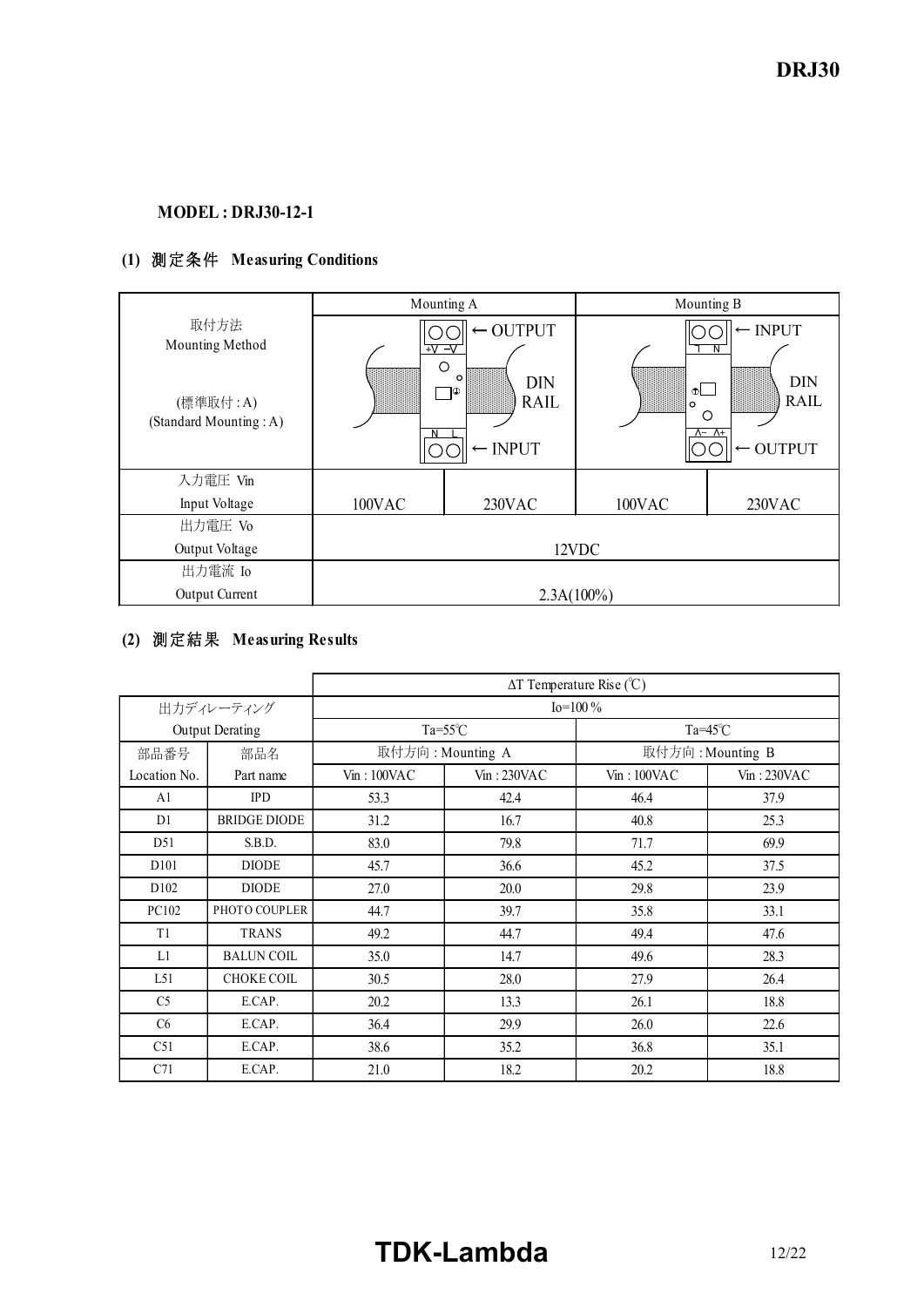**MODEL : DRJ30-12-1**

**(1) 測定条件 Measuring Conditions**

| 取付方法 Mounting Method (標準取付 : A) (Standard Mounting : A) | Mounting A ← OUTPUT / DIN RAIL / ← INPUT | | Mounting B ← INPUT / DIN RAIL / ← OUTPUT | |
|---|---|---|---|---|
| 入力電圧 Vin Input Voltage | 100VAC | 230VAC | 100VAC | 230VAC |
| 出力電圧 Vo Output Voltage | 12VDC | | | |
| 出力電流 Io Output Current | 2.3A(100%) | | | |

**(2) 測定結果 Measuring Results**

| | | ΔT Temperature Rise (℃) | | | |
|---|---|---|---|---|---|
| 出力ディレーティング Output Derating | | Io=100 % | | | |
| | | Ta=55℃ | | Ta=45℃ | |
| 部品番号 Location No. | 部品名 Part name | 取付方向 : Mounting A | | 取付方向 : Mounting B | |
| | | Vin : 100VAC | Vin : 230VAC | Vin : 100VAC | Vin : 230VAC |
| A1 | IPD | 53.3 | 42.4 | 46.4 | 37.9 |
| D1 | BRIDGE DIODE | 31.2 | 16.7 | 40.8 | 25.3 |
| D51 | S.B.D. | 83.0 | 79.8 | 71.7 | 69.9 |
| D101 | DIODE | 45.7 | 36.6 | 45.2 | 37.5 |
| D102 | DIODE | 27.0 | 20.0 | 29.8 | 23.9 |
| PC102 | PHOTO COUPLER | 44.7 | 39.7 | 35.8 | 33.1 |
| T1 | TRANS | 49.2 | 44.7 | 49.4 | 47.6 |
| L1 | BALUN COIL | 35.0 | 14.7 | 49.6 | 28.3 |
| L51 | CHOKE COIL | 30.5 | 28.0 | 27.9 | 26.4 |
| C5 | E.CAP. | 20.2 | 13.3 | 26.1 | 18.8 |
| C6 | E.CAP. | 36.4 | 29.9 | 26.0 | 22.6 |
| C51 | E.CAP. | 38.6 | 35.2 | 36.8 | 35.1 |
| C71 | E.CAP. | 21.0 | 18.2 | 20.2 | 18.8 |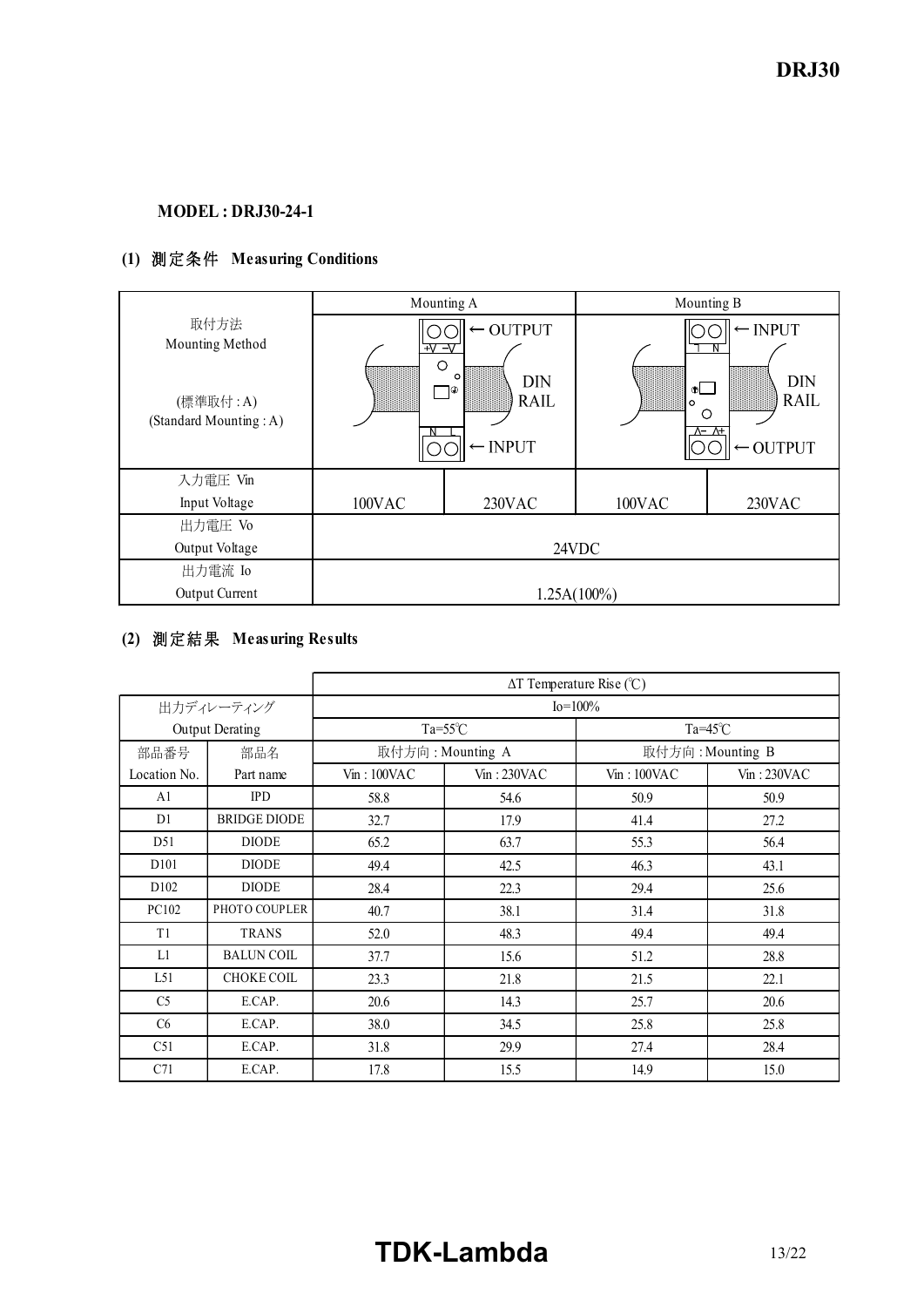**MODEL : DRJ30-24-1**

### (1) 測定条件 Measuring Conditions

| | Mounting A | | Mounting B | |
|---|---|---|---|---|
| 取付方法<br>Mounting Method<br><br>(標準取付 : A)<br>(Standard Mounting : A) | ← OUTPUT<br>DIN RAIL<br>← INPUT | | ← INPUT<br>DIN RAIL<br>← OUTPUT | |
| 入力電圧 Vin<br>Input Voltage | 100VAC | 230VAC | 100VAC | 230VAC |
| 出力電圧 Vo<br>Output Voltage | 24VDC | | | |
| 出力電流 Io<br>Output Current | 1.25A(100%) | | | |

### (2) 測定結果 Measuring Results

| | | ΔT Temperature Rise (℃) | | | |
|---|---|---|---|---|---|
| 出力ディレーティング<br>Output Derating | | Io=100% | | | |
| | | Ta=55℃ | | Ta=45℃ | |
| 部品番号 | 部品名 | 取付方向 : Mounting A | | 取付方向 : Mounting B | |
| Location No. | Part name | Vin : 100VAC | Vin : 230VAC | Vin : 100VAC | Vin : 230VAC |
| A1 | IPD | 58.8 | 54.6 | 50.9 | 50.9 |
| D1 | BRIDGE DIODE | 32.7 | 17.9 | 41.4 | 27.2 |
| D51 | DIODE | 65.2 | 63.7 | 55.3 | 56.4 |
| D101 | DIODE | 49.4 | 42.5 | 46.3 | 43.1 |
| D102 | DIODE | 28.4 | 22.3 | 29.4 | 25.6 |
| PC102 | PHOTO COUPLER | 40.7 | 38.1 | 31.4 | 31.8 |
| T1 | TRANS | 52.0 | 48.3 | 49.4 | 49.4 |
| L1 | BALUN COIL | 37.7 | 15.6 | 51.2 | 28.8 |
| L51 | CHOKE COIL | 23.3 | 21.8 | 21.5 | 22.1 |
| C5 | E.CAP. | 20.6 | 14.3 | 25.7 | 20.6 |
| C6 | E.CAP. | 38.0 | 34.5 | 25.8 | 25.8 |
| C51 | E.CAP. | 31.8 | 29.9 | 27.4 | 28.4 |
| C71 | E.CAP. | 17.8 | 15.5 | 14.9 | 15.0 |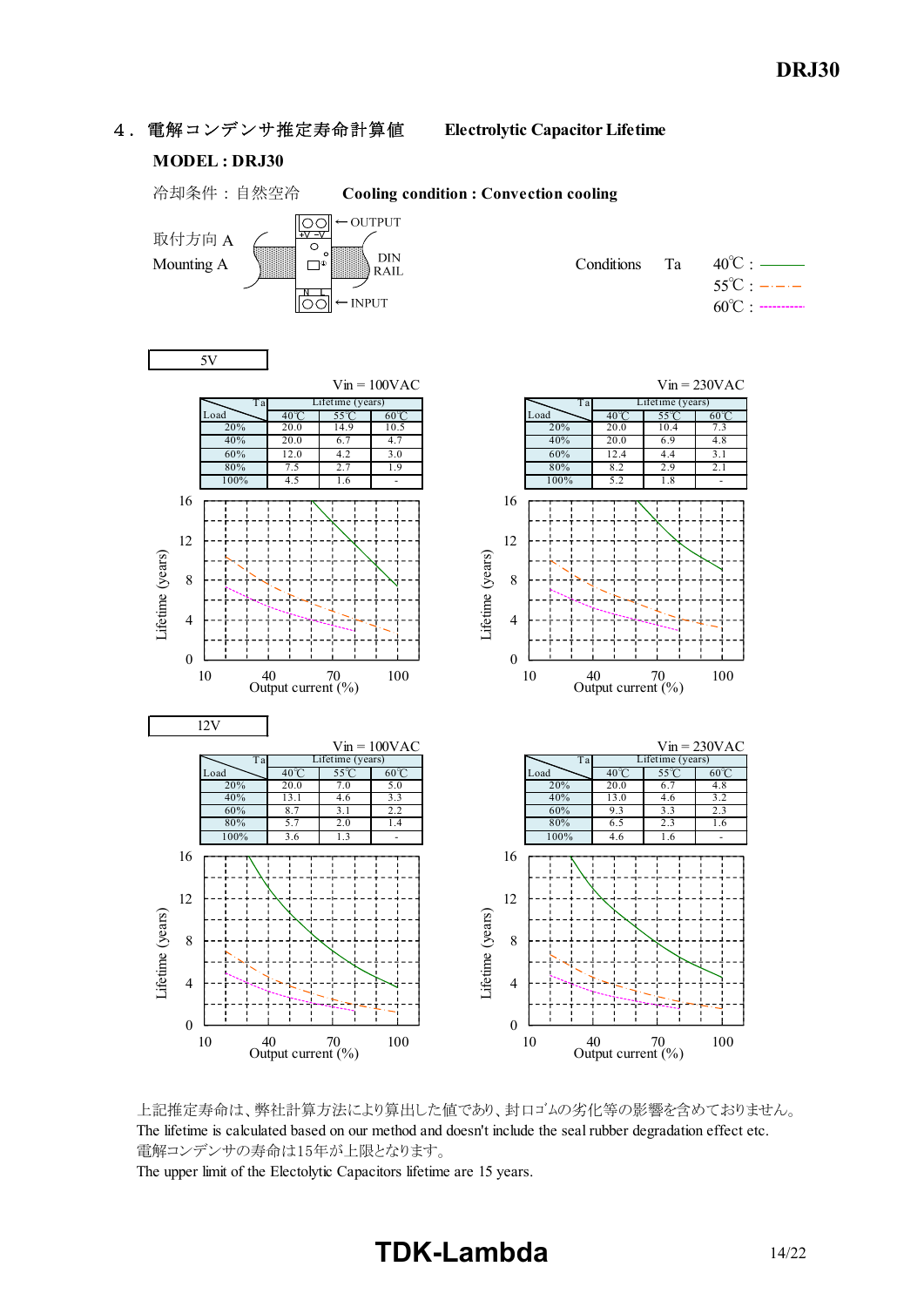## ４．電解コンデンサ推定寿命計算値　　Electrolytic Capacitor Lifetime

**MODEL : DRJ30**

冷却条件：自然空冷　　**Cooling condition : Convection cooling**

取付方向 A
Mounting A

Conditions　Ta　40℃ : ——　55℃ : -·-·-　60℃ : ----------

### 5V

Vin = 100VAC

| Load \ Ta | Lifetime (years) 40℃ | 55℃ | 60℃ |
|---|---|---|---|
| 20% | 20.0 | 14.9 | 10.5 |
| 40% | 20.0 | 6.7 | 4.7 |
| 60% | 12.0 | 4.2 | 3.0 |
| 80% | 7.5 | 2.7 | 1.9 |
| 100% | 4.5 | 1.6 | - |

Vin = 230VAC

| Load \ Ta | Lifetime (years) 40℃ | 55℃ | 60℃ |
|---|---|---|---|
| 20% | 20.0 | 10.4 | 7.3 |
| 40% | 20.0 | 6.9 | 4.8 |
| 60% | 12.4 | 4.4 | 3.1 |
| 80% | 8.2 | 2.9 | 2.1 |
| 100% | 5.2 | 1.8 | - |

### 12V

Vin = 100VAC

| Load \ Ta | Lifetime (years) 40℃ | 55℃ | 60℃ |
|---|---|---|---|
| 20% | 20.0 | 7.0 | 5.0 |
| 40% | 13.1 | 4.6 | 3.3 |
| 60% | 8.7 | 3.1 | 2.2 |
| 80% | 5.7 | 2.0 | 1.4 |
| 100% | 3.6 | 1.3 | - |

Vin = 230VAC

| Load \ Ta | Lifetime (years) 40℃ | 55℃ | 60℃ |
|---|---|---|---|
| 20% | 20.0 | 6.7 | 4.8 |
| 40% | 13.0 | 4.6 | 3.2 |
| 60% | 9.3 | 3.3 | 2.3 |
| 80% | 6.5 | 2.3 | 1.6 |
| 100% | 4.6 | 1.6 | - |

上記推定寿命は、弊社計算方法により算出した値であり、封口ｺﾞﾑの劣化等の影響を含めておりません。
The lifetime is calculated based on our method and doesn't include the seal rubber degradation effect etc.
電解コンデンサの寿命は15年が上限となります。
The upper limit of the Electolytic Capacitors lifetime are 15 years.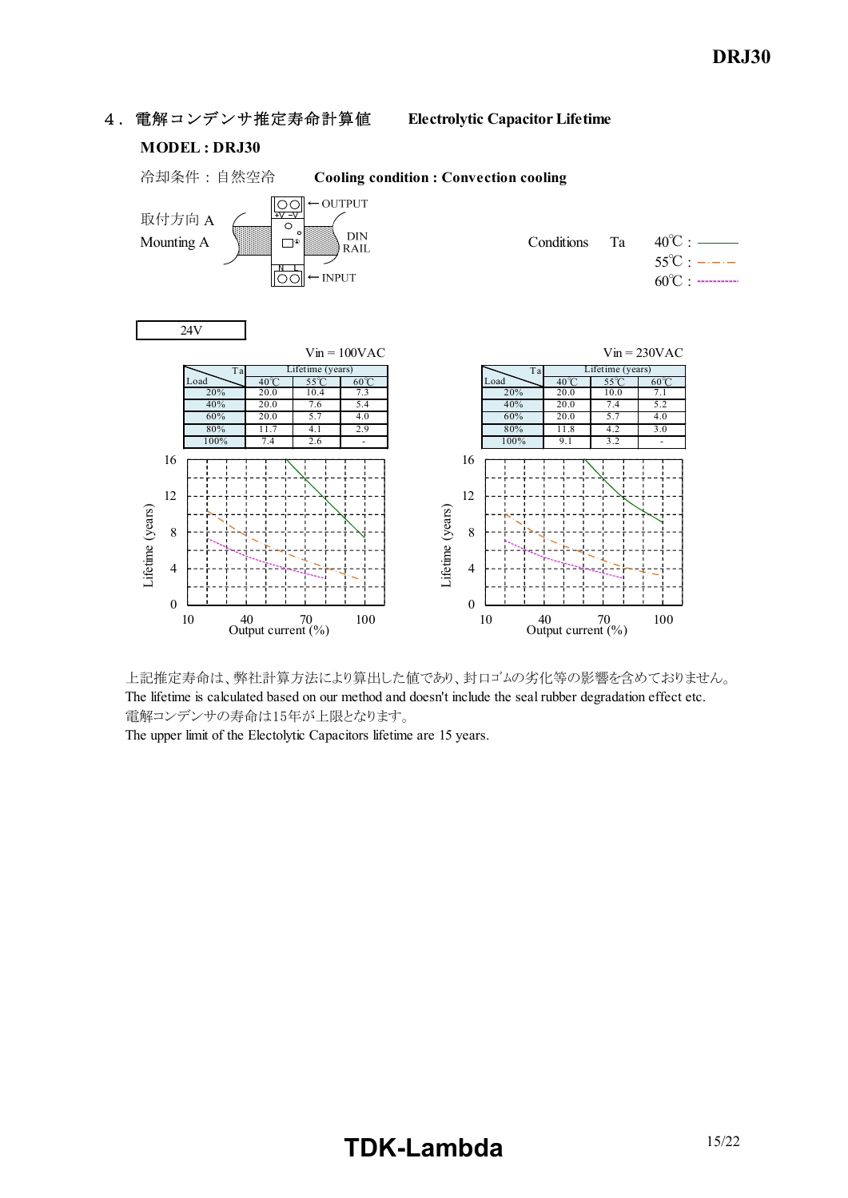## 4．電解コンデンサ推定寿命計算値　　Electrolytic Capacitor Lifetime

**MODEL : DRJ30**

冷却条件：自然空冷　　**Cooling condition : Convection cooling**

取付方向 A
Mounting A

Conditions　Ta　40℃ : ———　55℃ : —·—·—　60℃ : ---------

**24V**

Vin = 100VAC

| Load \ Ta | Lifetime (years) | | |
|---|---|---|---|
| | 40℃ | 55℃ | 60℃ |
| 20% | 20.0 | 10.4 | 7.3 |
| 40% | 20.0 | 7.6 | 5.4 |
| 60% | 20.0 | 5.7 | 4.0 |
| 80% | 11.7 | 4.1 | 2.9 |
| 100% | 7.4 | 2.6 | - |

Vin = 230VAC

| Load \ Ta | Lifetime (years) | | |
|---|---|---|---|
| | 40℃ | 55℃ | 60℃ |
| 20% | 20.0 | 10.0 | 7.1 |
| 40% | 20.0 | 7.4 | 5.2 |
| 60% | 20.0 | 5.7 | 4.0 |
| 80% | 11.8 | 4.2 | 3.0 |
| 100% | 9.1 | 3.2 | - |

上記推定寿命は、弊社計算方法により算出した値であり、封ロゴムの劣化等の影響を含めておりません。
The lifetime is calculated based on our method and doesn't include the seal rubber degradation effect etc.
電解コンデンサの寿命は15年が上限となります。
The upper limit of the Electolytic Capacitors lifetime are 15 years.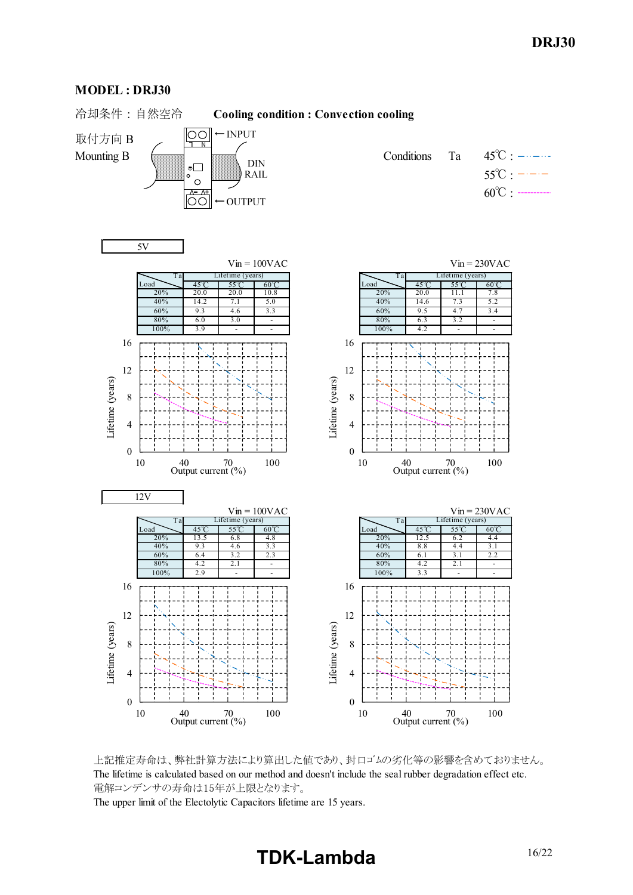**MODEL : DRJ30**

冷却条件：自然空冷　　**Cooling condition : Convection cooling**

取付方向 B
Mounting B

INPUT
DIN RAIL
OUTPUT

Conditions　Ta　45℃ : -··-··-　55℃ : -·-·-　60℃ : ----------

5V

Vin = 100VAC

| Load \ Ta | 45℃ | 55℃ | 60℃ |
|---|---|---|---|
| | Lifetime (years) | | |
| 20% | 20.0 | 20.0 | 10.8 |
| 40% | 14.2 | 7.1 | 5.0 |
| 60% | 9.3 | 4.6 | 3.3 |
| 80% | 6.0 | 3.0 | - |
| 100% | 3.9 | - | - |

Vin = 230VAC

| Load \ Ta | 45℃ | 55℃ | 60℃ |
|---|---|---|---|
| | Lifetime (years) | | |
| 20% | 20.0 | 11.1 | 7.8 |
| 40% | 14.6 | 7.3 | 5.2 |
| 60% | 9.5 | 4.7 | 3.4 |
| 80% | 6.3 | 3.2 | - |
| 100% | 4.2 | - | - |

Lifetime (years) vs. Output current (%)

12V

Vin = 100VAC

| Load \ Ta | 45℃ | 55℃ | 60℃ |
|---|---|---|---|
| | Lifetime (years) | | |
| 20% | 13.5 | 6.8 | 4.8 |
| 40% | 9.3 | 4.6 | 3.3 |
| 60% | 6.4 | 3.2 | 2.3 |
| 80% | 4.2 | 2.1 | - |
| 100% | 2.9 | - | - |

Vin = 230VAC

| Load \ Ta | 45℃ | 55℃ | 60℃ |
|---|---|---|---|
| | Lifetime (years) | | |
| 20% | 12.5 | 6.2 | 4.4 |
| 40% | 8.8 | 4.4 | 3.1 |
| 60% | 6.1 | 3.1 | 2.2 |
| 80% | 4.2 | 2.1 | - |
| 100% | 3.3 | - | - |

Lifetime (years) vs. Output current (%)

上記推定寿命は、弊社計算方法により算出した値であり、封口ｺﾞﾑの劣化等の影響を含めておりません。
The lifetime is calculated based on our method and doesn't include the seal rubber degradation effect etc.
電解コンデンサの寿命は15年が上限となります。
The upper limit of the Electolytic Capacitors lifetime are 15 years.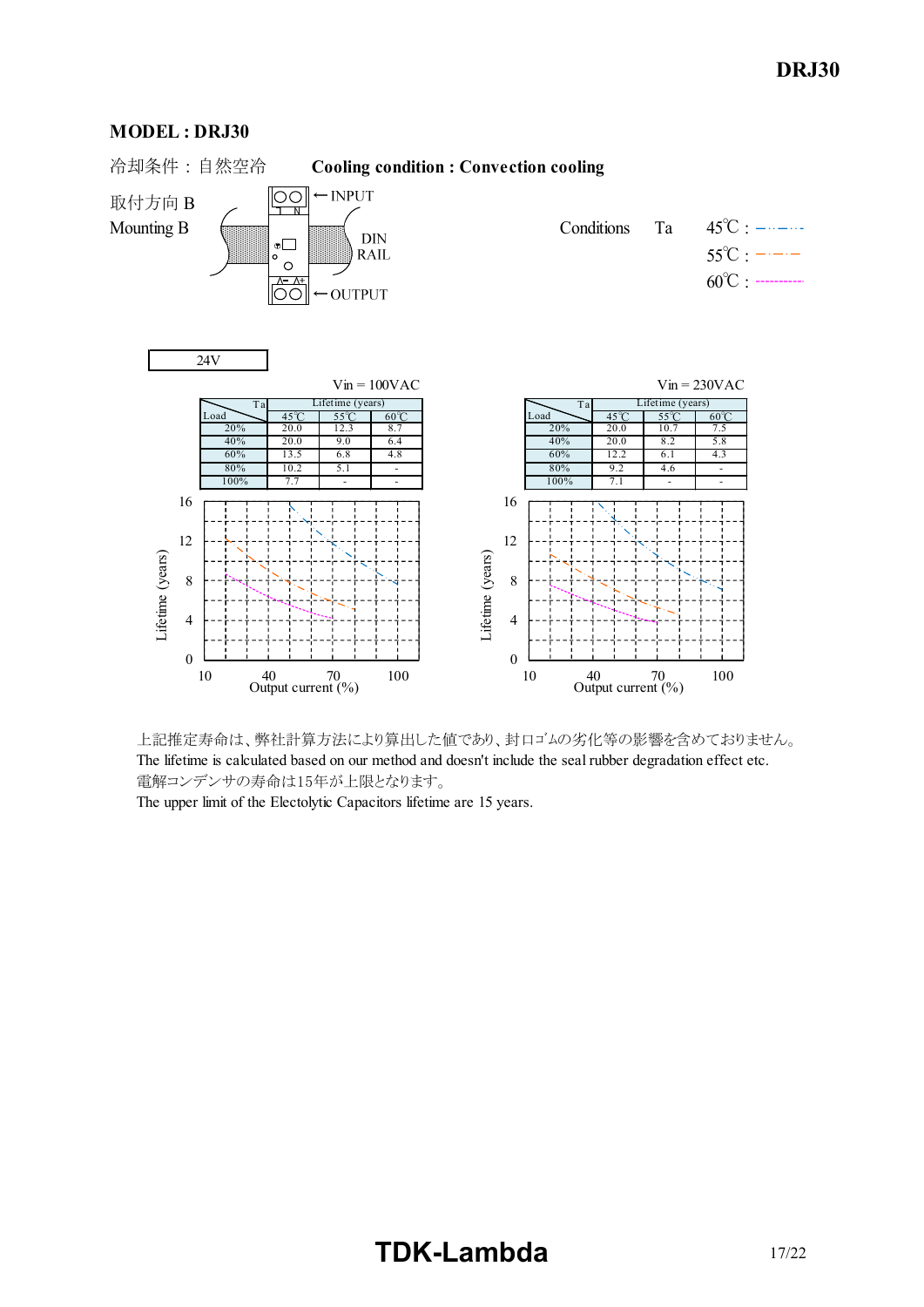**MODEL : DRJ30**

冷却条件：自然空冷　　**Cooling condition : Convection cooling**

取付方向 B
Mounting B

←INPUT
DIN RAIL
←OUTPUT

Conditions　Ta　45℃ : −··−··　55℃ : −·−·−　60℃ : ---------

24V

Vin = 100VAC

| Load \ Ta | Lifetime (years) 45℃ | 55℃ | 60℃ |
|---|---|---|---|
| 20% | 20.0 | 12.3 | 8.7 |
| 40% | 20.0 | 9.0 | 6.4 |
| 60% | 13.5 | 6.8 | 4.8 |
| 80% | 10.2 | 5.1 | - |
| 100% | 7.7 | - | - |

Vin = 230VAC

| Load \ Ta | Lifetime (years) 45℃ | 55℃ | 60℃ |
|---|---|---|---|
| 20% | 20.0 | 10.7 | 7.5 |
| 40% | 20.0 | 8.2 | 5.8 |
| 60% | 12.2 | 6.1 | 4.3 |
| 80% | 9.2 | 4.6 | - |
| 100% | 7.1 | - | - |

Lifetime (years) / Output current (%)

上記推定寿命は、弊社計算方法により算出した値であり、封口ゴムの劣化等の影響を含めておりません。
The lifetime is calculated based on our method and doesn't include the seal rubber degradation effect etc.
電解コンデンサの寿命は15年が上限となります。
The upper limit of the Electolytic Capacitors lifetime are 15 years.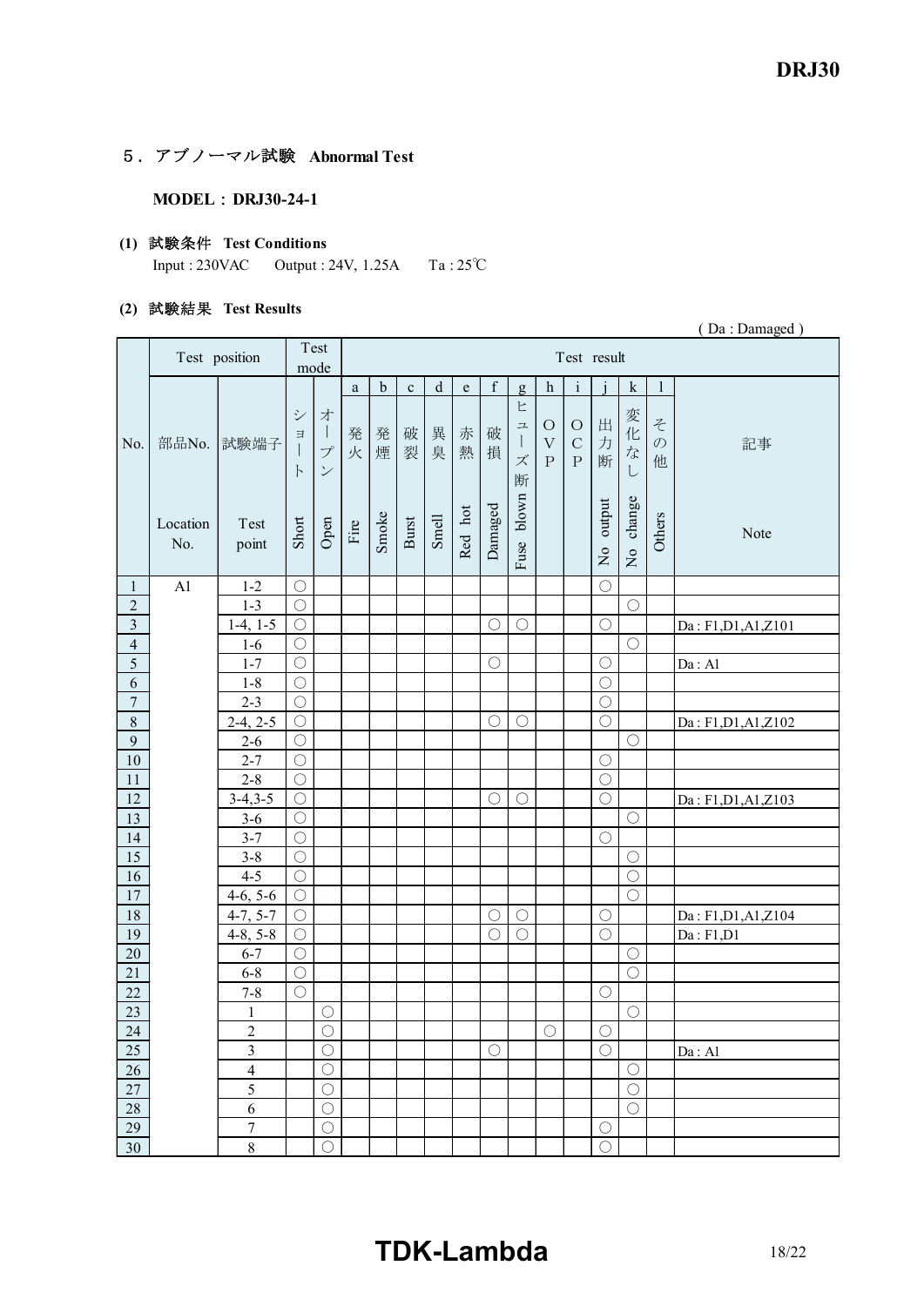## 5．アブノーマル試験　Abnormal Test

**MODEL：DRJ30-24-1**

**(1) 試験条件　Test Conditions**

Input : 230VAC　　Output : 24V, 1.25A　　Ta : 25℃

**(2) 試験結果　Test Results**

( Da : Damaged )

| No. | Test position | | Test mode | | Test result | | | | | | | | | | | | |
|---|---|---|---|---|---|---|---|---|---|---|---|---|---|---|---|---|---|
| | | | | | a | b | c | d | e | f | g | h | i | j | k | l | |
| | 部品No. Location No. | 試験端子 Test point | ショート Short | オープン Open | 発火 Fire | 発煙 Smoke | 破裂 Burst | 異臭 Smell | 赤熱 Red hot | 破損 Damaged | ヒューズ断 Fuse blown | OVP | OCP | 出力断 No output | 変化なし No change | その他 Others | 記事 Note |
| 1 | A1 | 1-2 | ○ | | | | | | | | | | | ○ | | | |
| 2 | | 1-3 | ○ | | | | | | | | | | | | ○ | | |
| 3 | | 1-4, 1-5 | ○ | | | | | | | ○ | ○ | | | ○ | | | Da : F1,D1,A1,Z101 |
| 4 | | 1-6 | ○ | | | | | | | | | | | | ○ | | |
| 5 | | 1-7 | ○ | | | | | | | ○ | | | | ○ | | | Da : A1 |
| 6 | | 1-8 | ○ | | | | | | | | | | | ○ | | | |
| 7 | | 2-3 | ○ | | | | | | | | | | | ○ | | | |
| 8 | | 2-4, 2-5 | ○ | | | | | | | ○ | ○ | | | ○ | | | Da : F1,D1,A1,Z102 |
| 9 | | 2-6 | ○ | | | | | | | | | | | | ○ | | |
| 10 | | 2-7 | ○ | | | | | | | | | | | ○ | | | |
| 11 | | 2-8 | ○ | | | | | | | | | | | ○ | | | |
| 12 | | 3-4,3-5 | ○ | | | | | | | ○ | ○ | | | ○ | | | Da : F1,D1,A1,Z103 |
| 13 | | 3-6 | ○ | | | | | | | | | | | | ○ | | |
| 14 | | 3-7 | ○ | | | | | | | | | | | ○ | | | |
| 15 | | 3-8 | ○ | | | | | | | | | | | | ○ | | |
| 16 | | 4-5 | ○ | | | | | | | | | | | | ○ | | |
| 17 | | 4-6, 5-6 | ○ | | | | | | | | | | | | ○ | | |
| 18 | | 4-7, 5-7 | ○ | | | | | | | ○ | ○ | | | ○ | | | Da : F1,D1,A1,Z104 |
| 19 | | 4-8, 5-8 | ○ | | | | | | | ○ | ○ | | | ○ | | | Da : F1,D1 |
| 20 | | 6-7 | ○ | | | | | | | | | | | | ○ | | |
| 21 | | 6-8 | ○ | | | | | | | | | | | | ○ | | |
| 22 | | 7-8 | ○ | | | | | | | | | | | ○ | | | |
| 23 | | 1 | | ○ | | | | | | | | | | | ○ | | |
| 24 | | 2 | | ○ | | | | | | | | ○ | | ○ | | | |
| 25 | | 3 | | ○ | | | | | | ○ | | | | ○ | | | Da : A1 |
| 26 | | 4 | | ○ | | | | | | | | | | | ○ | | |
| 27 | | 5 | | ○ | | | | | | | | | | | ○ | | |
| 28 | | 6 | | ○ | | | | | | | | | | | ○ | | |
| 29 | | 7 | | ○ | | | | | | | | | | ○ | | | |
| 30 | | 8 | | ○ | | | | | | | | | | ○ | | | |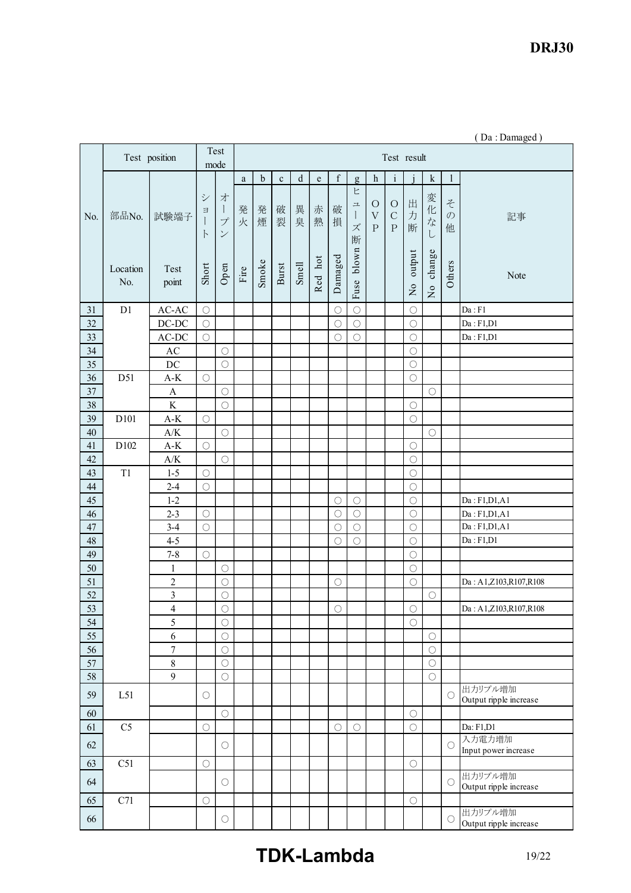( Da : Damaged )

| No. | Test position | | Test mode | | Test result | | | | | | | | | | | | |
|---|---|---|---|---|---|---|---|---|---|---|---|---|---|---|---|---|---|
| | | | | | a | b | c | d | e | f | g | h | i | j | k | l | |
| | 部品No. | 試験端子 | ショート | オープン | 発火 | 発煙 | 破裂 | 異臭 | 赤熱 | 破損 | ヒューズ断 | OVP | OCP | 出力断 | 変化なし | その他 | 記事 |
| | Location No. | Test point | Short | Open | Fire | Smoke | Burst | Smell | Red hot | Damaged | Fuse blown | | | No output | No change | Others | Note |
| 31 | D1 | AC-AC | ○ | | | | | | | ○ | ○ | | | ○ | | | Da : F1 |
| 32 | | DC-DC | ○ | | | | | | | ○ | ○ | | | ○ | | | Da : F1,D1 |
| 33 | | AC-DC | ○ | | | | | | | ○ | ○ | | | ○ | | | Da : F1,D1 |
| 34 | | AC | | ○ | | | | | | | | | | ○ | | | |
| 35 | | DC | | ○ | | | | | | | | | | ○ | | | |
| 36 | D51 | A-K | ○ | | | | | | | | | | | ○ | | | |
| 37 | | A | | ○ | | | | | | | | | | | ○ | | |
| 38 | | K | | ○ | | | | | | | | | | ○ | | | |
| 39 | D101 | A-K | ○ | | | | | | | | | | | ○ | | | |
| 40 | | A/K | | ○ | | | | | | | | | | | ○ | | |
| 41 | D102 | A-K | ○ | | | | | | | | | | | ○ | | | |
| 42 | | A/K | | ○ | | | | | | | | | | ○ | | | |
| 43 | T1 | 1-5 | ○ | | | | | | | | | | | ○ | | | |
| 44 | | 2-4 | ○ | | | | | | | | | | | ○ | | | |
| 45 | | 1-2 | | | | | | | | ○ | ○ | | | ○ | | | Da : F1,D1,A1 |
| 46 | | 2-3 | ○ | | | | | | | ○ | ○ | | | ○ | | | Da : F1,D1,A1 |
| 47 | | 3-4 | ○ | | | | | | | ○ | ○ | | | ○ | | | Da : F1,D1,A1 |
| 48 | | 4-5 | | | | | | | | ○ | ○ | | | ○ | | | Da : F1,D1 |
| 49 | | 7-8 | ○ | | | | | | | | | | | ○ | | | |
| 50 | | 1 | | ○ | | | | | | | | | | ○ | | | |
| 51 | | 2 | | ○ | | | | | | ○ | | | | ○ | | | Da : A1,Z103,R107,R108 |
| 52 | | 3 | | ○ | | | | | | | | | | | ○ | | |
| 53 | | 4 | | ○ | | | | | | ○ | | | | ○ | | | Da : A1,Z103,R107,R108 |
| 54 | | 5 | | ○ | | | | | | | | | | ○ | | | |
| 55 | | 6 | | ○ | | | | | | | | | | | ○ | | |
| 56 | | 7 | | ○ | | | | | | | | | | | ○ | | |
| 57 | | 8 | | ○ | | | | | | | | | | | ○ | | |
| 58 | | 9 | | ○ | | | | | | | | | | | ○ | | |
| 59 | L51 | | ○ | | | | | | | | | | | | | ○ | 出力リプル増加 Output ripple increase |
| 60 | | | | ○ | | | | | | | | | | ○ | | | |
| 61 | C5 | | ○ | | | | | | | ○ | ○ | | | ○ | | | Da: F1,D1 |
| 62 | | | | ○ | | | | | | | | | | | | ○ | 入力電力増加 Input power increase |
| 63 | C51 | | ○ | | | | | | | | | | | ○ | | | |
| 64 | | | | ○ | | | | | | | | | | | | ○ | 出力リプル増加 Output ripple increase |
| 65 | C71 | | ○ | | | | | | | | | | | ○ | | | |
| 66 | | | | ○ | | | | | | | | | | | | ○ | 出力リプル増加 Output ripple increase |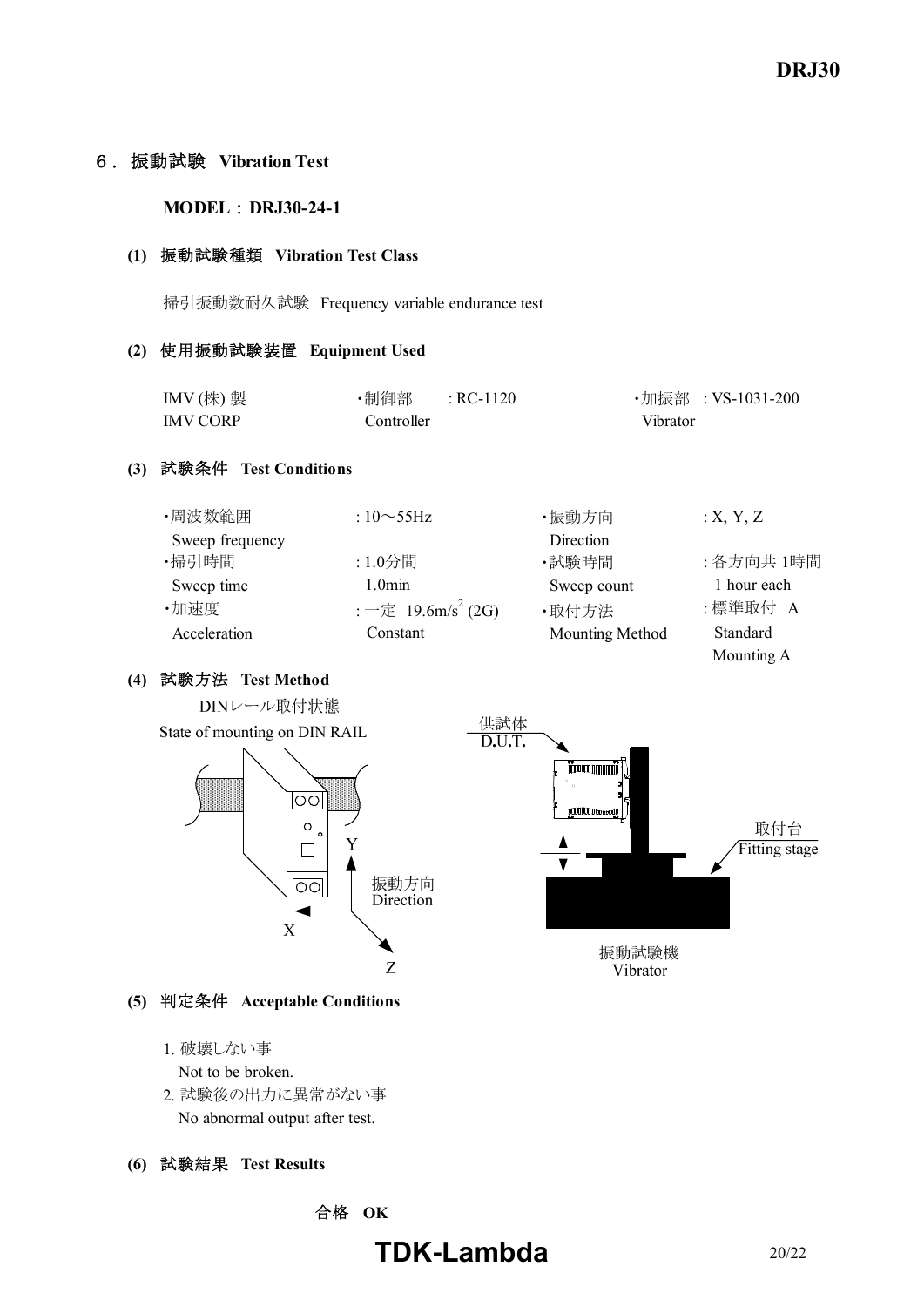## 6．振動試験 Vibration Test

**MODEL：DRJ30-24-1**

### (1) 振動試験種類 Vibration Test Class

掃引振動数耐久試験 Frequency variable endurance test

### (2) 使用振動試験装置 Equipment Used

| | | |
|---|---|---|
| IMV (株) 製<br>IMV CORP | ・制御部 : RC-1120<br>Controller | ・加振部 : VS-1031-200<br>Vibrator |

### (3) 試験条件 Test Conditions

| | | | |
|---|---|---|---|
| ・周波数範囲<br>Sweep frequency | : 10～55Hz | ・振動方向<br>Direction | : X, Y, Z |
| ・掃引時間<br>Sweep time | : 1.0分間<br>1.0min | ・試験時間<br>Sweep count | : 各方向共 1時間<br>1 hour each |
| ・加速度<br>Acceleration | : 一定 19.6m/s$^2$ (2G)<br>Constant | ・取付方法<br>Mounting Method | : 標準取付 A<br>Standard Mounting A |

### (4) 試験方法 Test Method

DINレール取付状態

State of mounting on DIN RAIL

振動方向 Direction: X, Y, Z

供試体 D.U.T.

取付台 Fitting stage

振動試験機 Vibrator

### (5) 判定条件 Acceptable Conditions

1. 破壊しない事
   Not to be broken.
2. 試験後の出力に異常がない事
   No abnormal output after test.

### (6) 試験結果 Test Results

合格 **OK**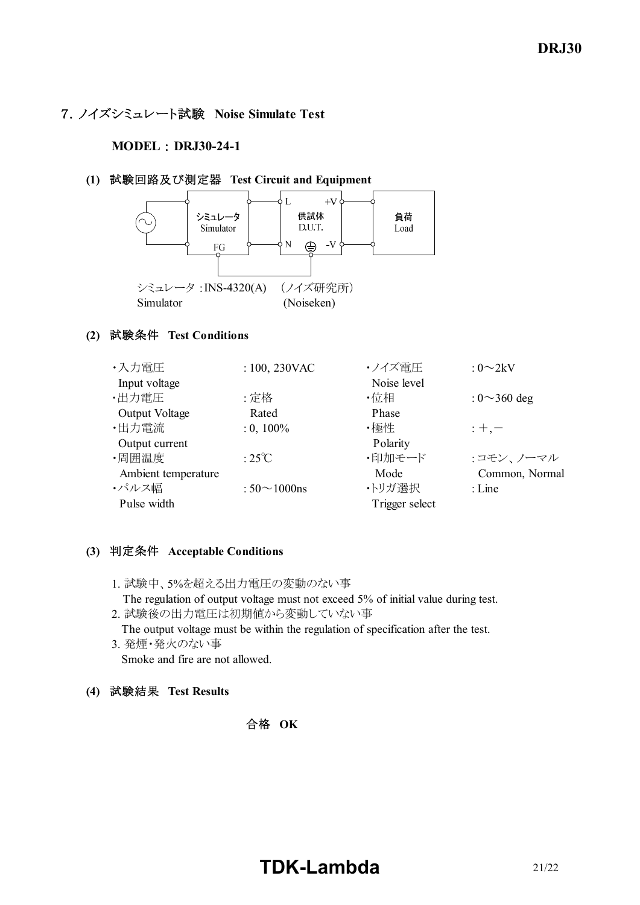## 7. ノイズシミュレート試験 Noise Simulate Test

**MODEL : DRJ30-24-1**

### (1) 試験回路及び測定器 Test Circuit and Equipment

シミュレータ : INS-4320(A) （ノイズ研究所）
Simulator (Noiseken)

### (2) 試験条件 Test Conditions

| | | | |
|---|---|---|---|
| ・入力電圧 Input voltage | : 100, 230VAC | ・ノイズ電圧 Noise level | : 0～2kV |
| ・出力電圧 Output Voltage | : 定格 Rated | ・位相 Phase | : 0～360 deg |
| ・出力電流 Output current | : 0, 100% | ・極性 Polarity | : +, − |
| ・周囲温度 Ambient temperature | : 25℃ | ・印加モード Mode | : コモン、ノーマル Common, Normal |
| ・パルス幅 Pulse width | : 50～1000ns | ・トリガ選択 Trigger select | : Line |

### (3) 判定条件 Acceptable Conditions

1. 試験中、5%を超える出力電圧の変動のない事
   The regulation of output voltage must not exceed 5% of initial value during test.
2. 試験後の出力電圧は初期値から変動していない事
   The output voltage must be within the regulation of specification after the test.
3. 発煙・発火のない事
   Smoke and fire are not allowed.

### (4) 試験結果 Test Results

合格 **OK**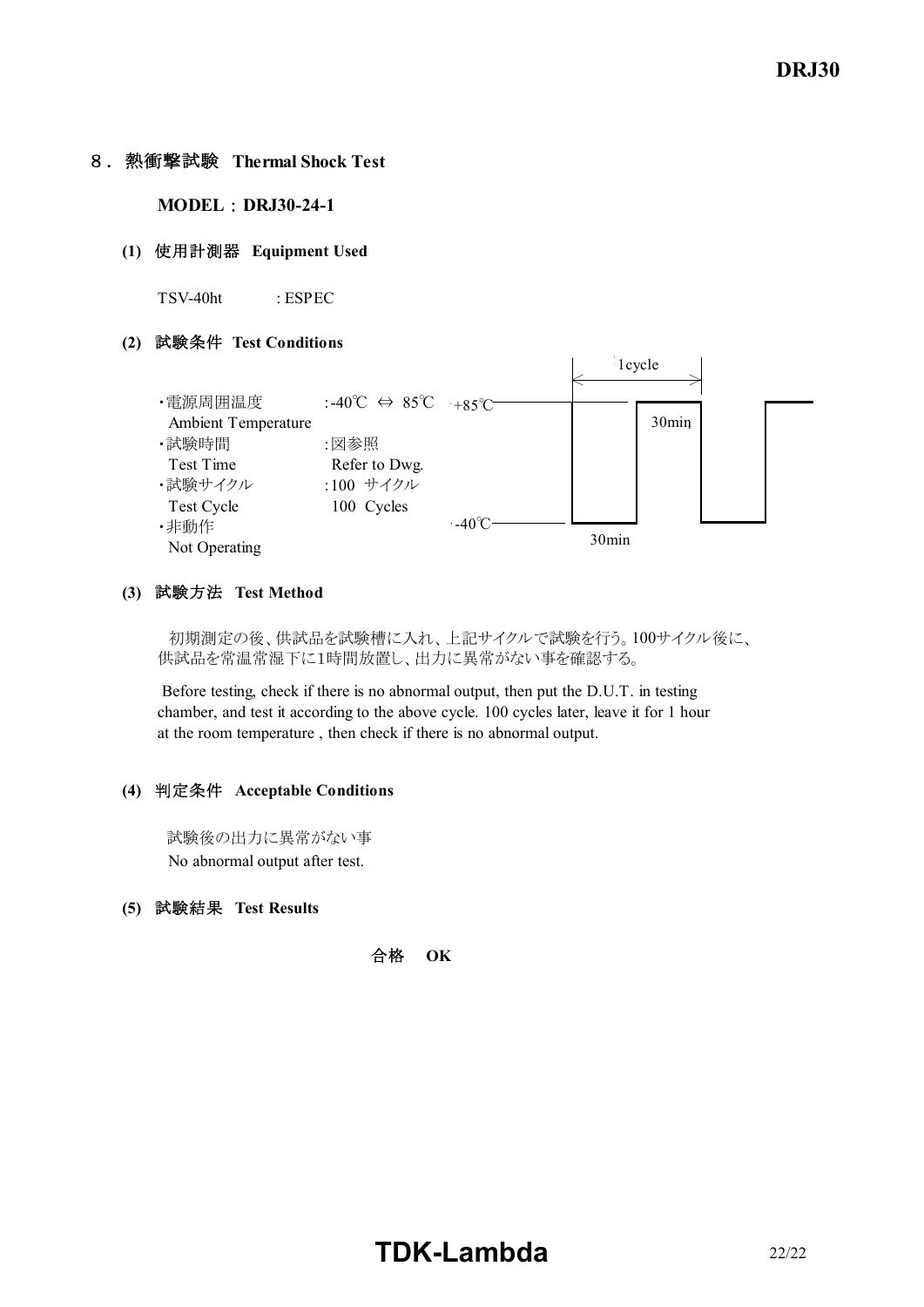## ８．熱衝撃試験 Thermal Shock Test

**MODEL：DRJ30-24-1**

**(1) 使用計測器 Equipment Used**

TSV-40ht : ESPEC

**(2) 試験条件 Test Conditions**

- ・電源周囲温度 Ambient Temperature :-40℃ ⇔ 85℃
- ・試験時間 Test Time :図参照 Refer to Dwg.
- ・試験サイクル Test Cycle :100 サイクル 100 Cycles
- ・非動作 Not Operating

1cycle

+85℃

30min

-40℃

30min

**(3) 試験方法 Test Method**

初期測定の後、供試品を試験槽に入れ、上記サイクルで試験を行う。100サイクル後に、供試品を常温常湿下に1時間放置し、出力に異常がない事を確認する。

Before testing, check if there is no abnormal output, then put the D.U.T. in testing chamber, and test it according to the above cycle. 100 cycles later, leave it for 1 hour at the room temperature , then check if there is no abnormal output.

**(4) 判定条件 Acceptable Conditions**

試験後の出力に異常がない事
No abnormal output after test.

**(5) 試験結果 Test Results**

合格 **OK**